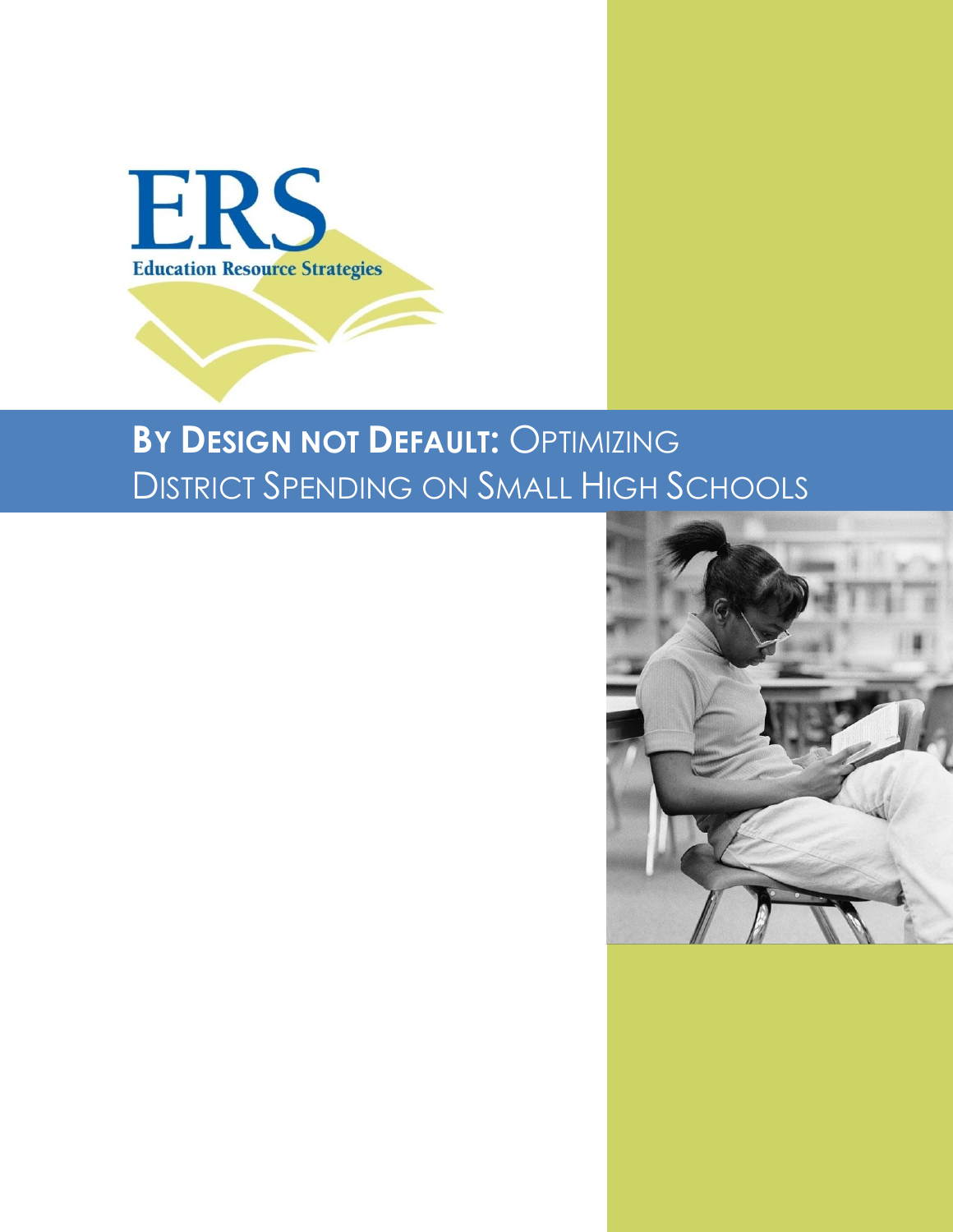ERS

Education Resource Strategies

# By Design not Default: Optimizing District Spending on Small High Schools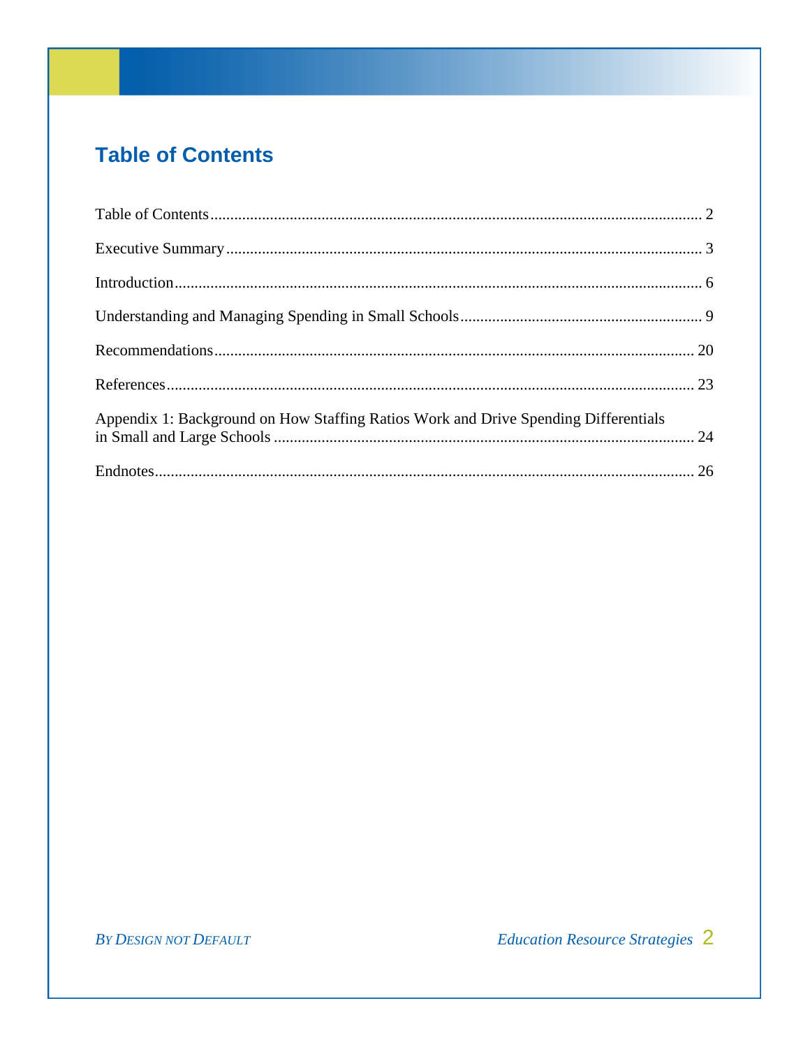## Table of Contents

Table of Contents .......... 2

Executive Summary .......... 3

Introduction .......... 6

Understanding and Managing Spending in Small Schools .......... 9

Recommendations .......... 20

References .......... 23

Appendix 1: Background on How Staffing Ratios Work and Drive Spending Differentials in Small and Large Schools .......... 24

Endnotes .......... 26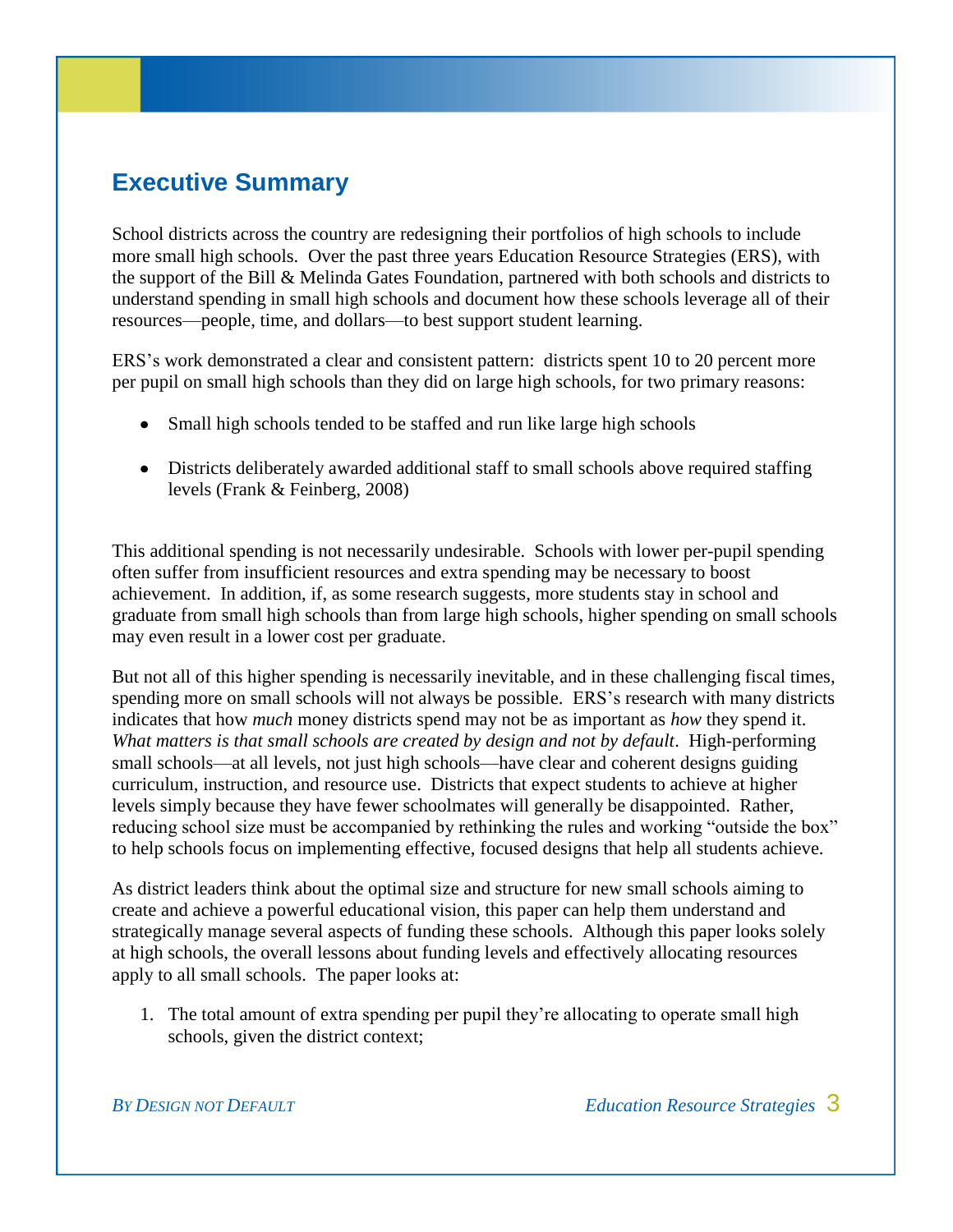## Executive Summary

School districts across the country are redesigning their portfolios of high schools to include more small high schools. Over the past three years Education Resource Strategies (ERS), with the support of the Bill & Melinda Gates Foundation, partnered with both schools and districts to understand spending in small high schools and document how these schools leverage all of their resources—people, time, and dollars—to best support student learning.

ERS's work demonstrated a clear and consistent pattern: districts spent 10 to 20 percent more per pupil on small high schools than they did on large high schools, for two primary reasons:

- Small high schools tended to be staffed and run like large high schools
- Districts deliberately awarded additional staff to small schools above required staffing levels (Frank & Feinberg, 2008)

This additional spending is not necessarily undesirable. Schools with lower per-pupil spending often suffer from insufficient resources and extra spending may be necessary to boost achievement. In addition, if, as some research suggests, more students stay in school and graduate from small high schools than from large high schools, higher spending on small schools may even result in a lower cost per graduate.

But not all of this higher spending is necessarily inevitable, and in these challenging fiscal times, spending more on small schools will not always be possible. ERS's research with many districts indicates that how *much* money districts spend may not be as important as *how* they spend it. *What matters is that small schools are created by design and not by default*. High-performing small schools—at all levels, not just high schools—have clear and coherent designs guiding curriculum, instruction, and resource use. Districts that expect students to achieve at higher levels simply because they have fewer schoolmates will generally be disappointed. Rather, reducing school size must be accompanied by rethinking the rules and working "outside the box" to help schools focus on implementing effective, focused designs that help all students achieve.

As district leaders think about the optimal size and structure for new small schools aiming to create and achieve a powerful educational vision, this paper can help them understand and strategically manage several aspects of funding these schools. Although this paper looks solely at high schools, the overall lessons about funding levels and effectively allocating resources apply to all small schools. The paper looks at:

1. The total amount of extra spending per pupil they're allocating to operate small high schools, given the district context;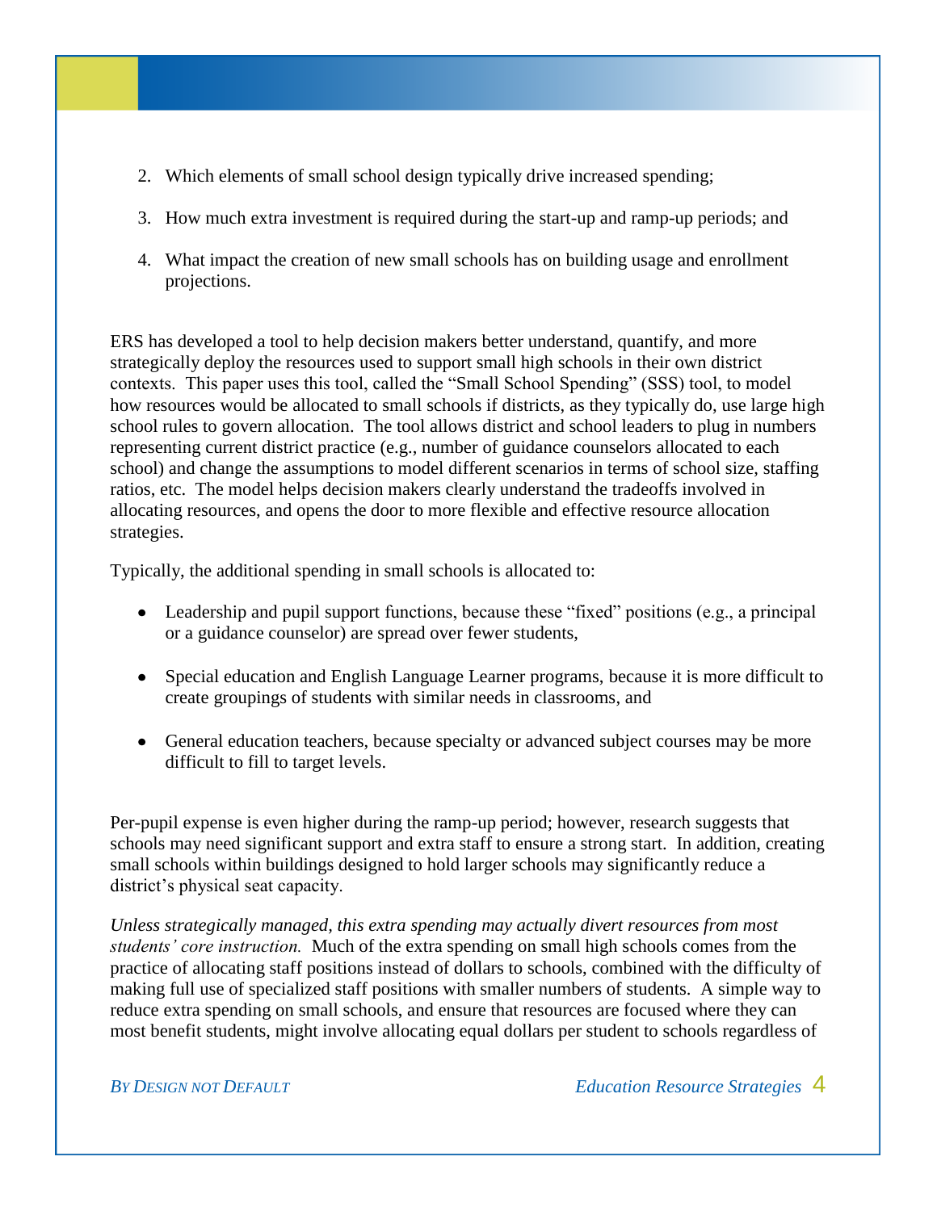2. Which elements of small school design typically drive increased spending;

3. How much extra investment is required during the start-up and ramp-up periods; and

4. What impact the creation of new small schools has on building usage and enrollment projections.

ERS has developed a tool to help decision makers better understand, quantify, and more strategically deploy the resources used to support small high schools in their own district contexts. This paper uses this tool, called the "Small School Spending" (SSS) tool, to model how resources would be allocated to small schools if districts, as they typically do, use large high school rules to govern allocation. The tool allows district and school leaders to plug in numbers representing current district practice (e.g., number of guidance counselors allocated to each school) and change the assumptions to model different scenarios in terms of school size, staffing ratios, etc. The model helps decision makers clearly understand the tradeoffs involved in allocating resources, and opens the door to more flexible and effective resource allocation strategies.

Typically, the additional spending in small schools is allocated to:

- Leadership and pupil support functions, because these "fixed" positions (e.g., a principal or a guidance counselor) are spread over fewer students,

- Special education and English Language Learner programs, because it is more difficult to create groupings of students with similar needs in classrooms, and

- General education teachers, because specialty or advanced subject courses may be more difficult to fill to target levels.

Per-pupil expense is even higher during the ramp-up period; however, research suggests that schools may need significant support and extra staff to ensure a strong start. In addition, creating small schools within buildings designed to hold larger schools may significantly reduce a district's physical seat capacity.

*Unless strategically managed, this extra spending may actually divert resources from most students' core instruction.* Much of the extra spending on small high schools comes from the practice of allocating staff positions instead of dollars to schools, combined with the difficulty of making full use of specialized staff positions with smaller numbers of students. A simple way to reduce extra spending on small schools, and ensure that resources are focused where they can most benefit students, might involve allocating equal dollars per student to schools regardless of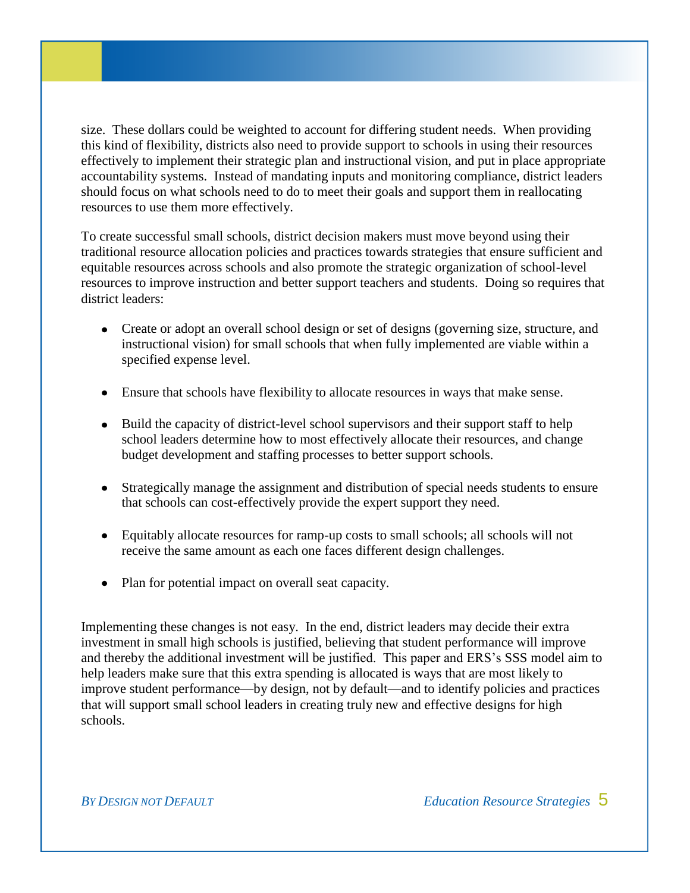size. These dollars could be weighted to account for differing student needs. When providing this kind of flexibility, districts also need to provide support to schools in using their resources effectively to implement their strategic plan and instructional vision, and put in place appropriate accountability systems. Instead of mandating inputs and monitoring compliance, district leaders should focus on what schools need to do to meet their goals and support them in reallocating resources to use them more effectively.

To create successful small schools, district decision makers must move beyond using their traditional resource allocation policies and practices towards strategies that ensure sufficient and equitable resources across schools and also promote the strategic organization of school-level resources to improve instruction and better support teachers and students. Doing so requires that district leaders:

- Create or adopt an overall school design or set of designs (governing size, structure, and instructional vision) for small schools that when fully implemented are viable within a specified expense level.
- Ensure that schools have flexibility to allocate resources in ways that make sense.
- Build the capacity of district-level school supervisors and their support staff to help school leaders determine how to most effectively allocate their resources, and change budget development and staffing processes to better support schools.
- Strategically manage the assignment and distribution of special needs students to ensure that schools can cost-effectively provide the expert support they need.
- Equitably allocate resources for ramp-up costs to small schools; all schools will not receive the same amount as each one faces different design challenges.
- Plan for potential impact on overall seat capacity.

Implementing these changes is not easy. In the end, district leaders may decide their extra investment in small high schools is justified, believing that student performance will improve and thereby the additional investment will be justified. This paper and ERS's SSS model aim to help leaders make sure that this extra spending is allocated is ways that are most likely to improve student performance—by design, not by default—and to identify policies and practices that will support small school leaders in creating truly new and effective designs for high schools.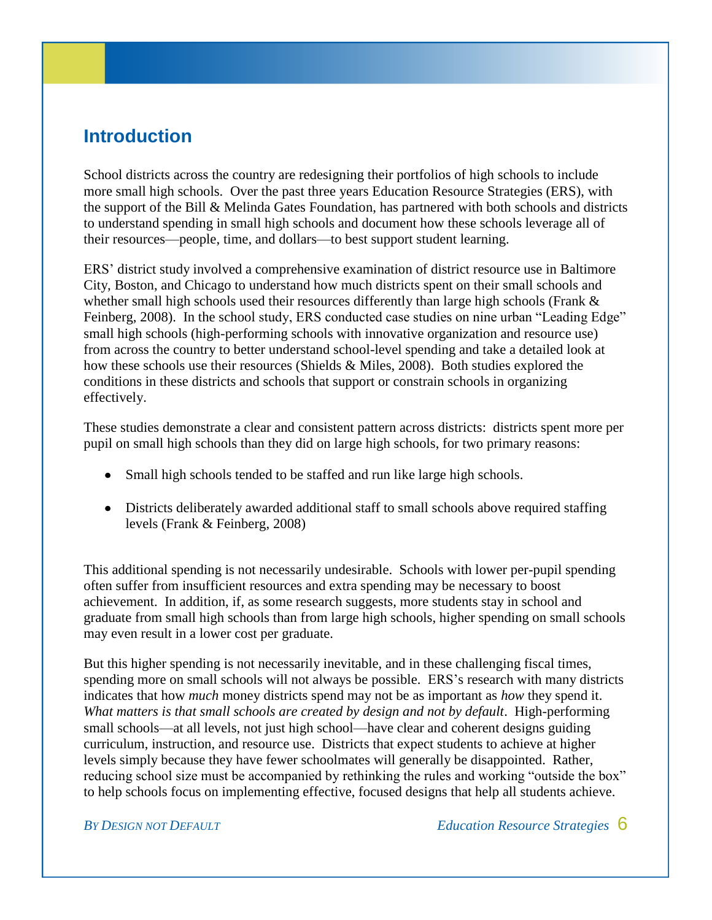## Introduction

School districts across the country are redesigning their portfolios of high schools to include more small high schools. Over the past three years Education Resource Strategies (ERS), with the support of the Bill & Melinda Gates Foundation, has partnered with both schools and districts to understand spending in small high schools and document how these schools leverage all of their resources—people, time, and dollars—to best support student learning.

ERS' district study involved a comprehensive examination of district resource use in Baltimore City, Boston, and Chicago to understand how much districts spent on their small schools and whether small high schools used their resources differently than large high schools (Frank & Feinberg, 2008). In the school study, ERS conducted case studies on nine urban "Leading Edge" small high schools (high-performing schools with innovative organization and resource use) from across the country to better understand school-level spending and take a detailed look at how these schools use their resources (Shields & Miles, 2008). Both studies explored the conditions in these districts and schools that support or constrain schools in organizing effectively.

These studies demonstrate a clear and consistent pattern across districts: districts spent more per pupil on small high schools than they did on large high schools, for two primary reasons:

- Small high schools tended to be staffed and run like large high schools.
- Districts deliberately awarded additional staff to small schools above required staffing levels (Frank & Feinberg, 2008)

This additional spending is not necessarily undesirable. Schools with lower per-pupil spending often suffer from insufficient resources and extra spending may be necessary to boost achievement. In addition, if, as some research suggests, more students stay in school and graduate from small high schools than from large high schools, higher spending on small schools may even result in a lower cost per graduate.

But this higher spending is not necessarily inevitable, and in these challenging fiscal times, spending more on small schools will not always be possible. ERS's research with many districts indicates that how *much* money districts spend may not be as important as *how* they spend it. *What matters is that small schools are created by design and not by default*. High-performing small schools—at all levels, not just high school—have clear and coherent designs guiding curriculum, instruction, and resource use. Districts that expect students to achieve at higher levels simply because they have fewer schoolmates will generally be disappointed. Rather, reducing school size must be accompanied by rethinking the rules and working "outside the box" to help schools focus on implementing effective, focused designs that help all students achieve.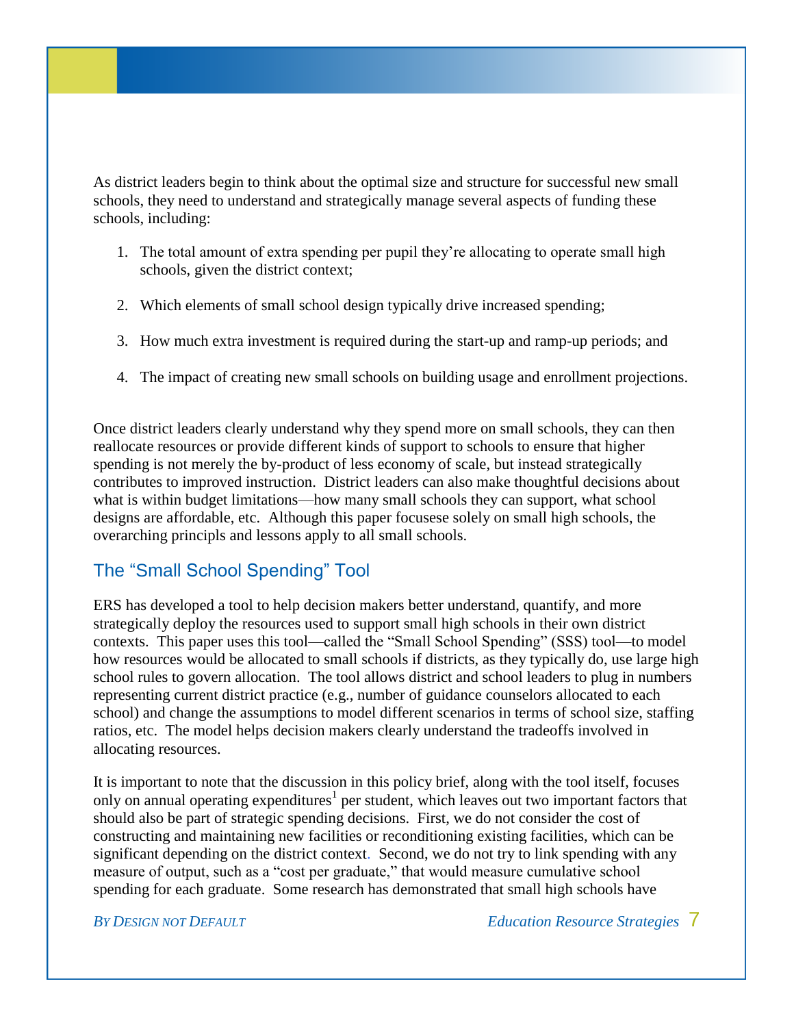As district leaders begin to think about the optimal size and structure for successful new small schools, they need to understand and strategically manage several aspects of funding these schools, including:

1. The total amount of extra spending per pupil they're allocating to operate small high schools, given the district context;
2. Which elements of small school design typically drive increased spending;
3. How much extra investment is required during the start-up and ramp-up periods; and
4. The impact of creating new small schools on building usage and enrollment projections.

Once district leaders clearly understand why they spend more on small schools, they can then reallocate resources or provide different kinds of support to schools to ensure that higher spending is not merely the by-product of less economy of scale, but instead strategically contributes to improved instruction. District leaders can also make thoughtful decisions about what is within budget limitations—how many small schools they can support, what school designs are affordable, etc. Although this paper focusese solely on small high schools, the overarching principls and lessons apply to all small schools.

## The "Small School Spending" Tool

ERS has developed a tool to help decision makers better understand, quantify, and more strategically deploy the resources used to support small high schools in their own district contexts. This paper uses this tool—called the "Small School Spending" (SSS) tool—to model how resources would be allocated to small schools if districts, as they typically do, use large high school rules to govern allocation. The tool allows district and school leaders to plug in numbers representing current district practice (e.g., number of guidance counselors allocated to each school) and change the assumptions to model different scenarios in terms of school size, staffing ratios, etc. The model helps decision makers clearly understand the tradeoffs involved in allocating resources.

It is important to note that the discussion in this policy brief, along with the tool itself, focuses only on annual operating expenditures[1] per student, which leaves out two important factors that should also be part of strategic spending decisions. First, we do not consider the cost of constructing and maintaining new facilities or reconditioning existing facilities, which can be significant depending on the district context. Second, we do not try to link spending with any measure of output, such as a "cost per graduate," that would measure cumulative school spending for each graduate. Some research has demonstrated that small high schools have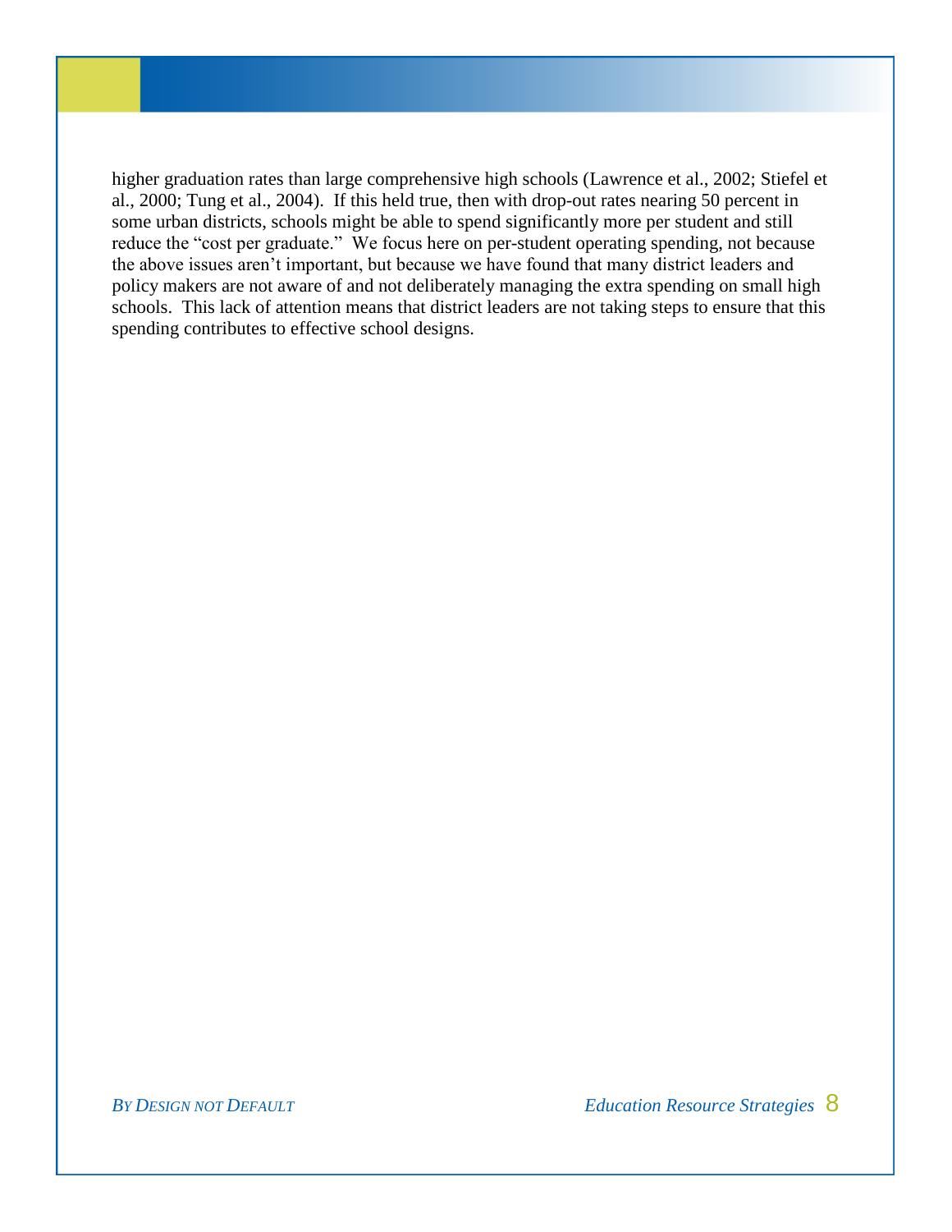higher graduation rates than large comprehensive high schools (Lawrence et al., 2002; Stiefel et al., 2000; Tung et al., 2004). If this held true, then with drop-out rates nearing 50 percent in some urban districts, schools might be able to spend significantly more per student and still reduce the "cost per graduate." We focus here on per-student operating spending, not because the above issues aren't important, but because we have found that many district leaders and policy makers are not aware of and not deliberately managing the extra spending on small high schools. This lack of attention means that district leaders are not taking steps to ensure that this spending contributes to effective school designs.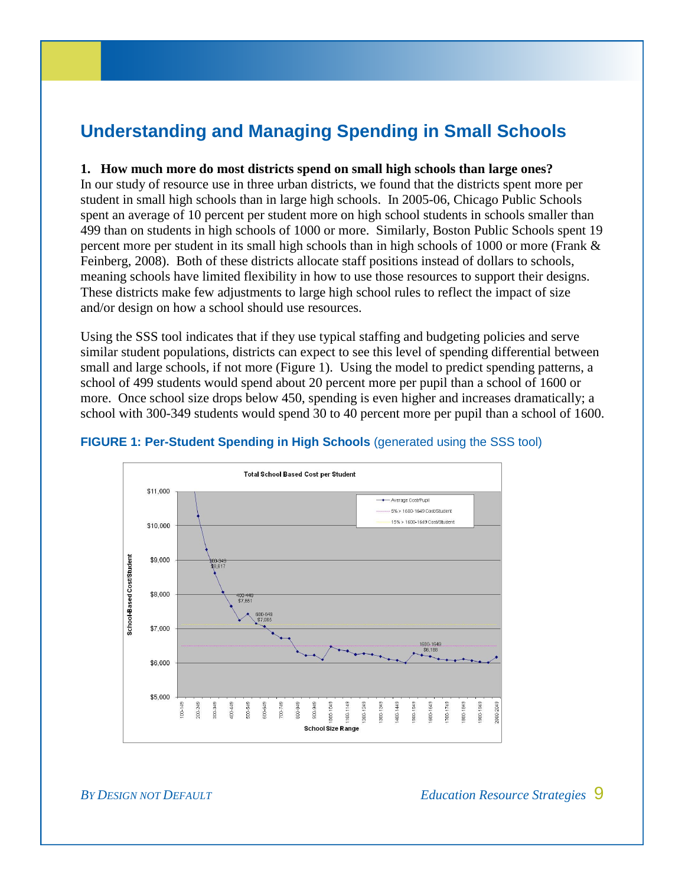## Understanding and Managing Spending in Small Schools

**1. How much more do most districts spend on small high schools than large ones?**
In our study of resource use in three urban districts, we found that the districts spent more per student in small high schools than in large high schools. In 2005-06, Chicago Public Schools spent an average of 10 percent per student more on high school students in schools smaller than 499 than on students in high schools of 1000 or more. Similarly, Boston Public Schools spent 19 percent more per student in its small high schools than in high schools of 1000 or more (Frank & Feinberg, 2008). Both of these districts allocate staff positions instead of dollars to schools, meaning schools have limited flexibility in how to use those resources to support their designs. These districts make few adjustments to large high school rules to reflect the impact of size and/or design on how a school should use resources.

Using the SSS tool indicates that if they use typical staffing and budgeting policies and serve similar student populations, districts can expect to see this level of spending differential between small and large schools, if not more (Figure 1). Using the model to predict spending patterns, a school of 499 students would spend about 20 percent more per pupil than a school of 1600 or more. Once school size drops below 450, spending is even higher and increases dramatically; a school with 300-349 students would spend 30 to 40 percent more per pupil than a school of 1600.

**FIGURE 1: Per-Student Spending in High Schools** (generated using the SSS tool)

Total School Based Cost per Student

School-Based Cost/Student

$11,000
$10,000
$9,000
$8,000
$7,000
$6,000
$5,000

Average Cost/Pupil
5% > 1600-1649 Cost/Student
15% > 1600-1649 Cost/Student

300-349
$8,617

400-449
$7,651

600-649
$7,065

1600-1649
$6,188

100-149, 200-249, 300-349, 400-449, 500-549, 600-649, 700-749, 800-849, 900-949, 1000-1049, 1100-1149, 1200-1249, 1300-1349, 1400-1449, 1500-1549, 1600-1649, 1700-1749, 1800-1849, 1900-1949, 2000-2049

School Size Range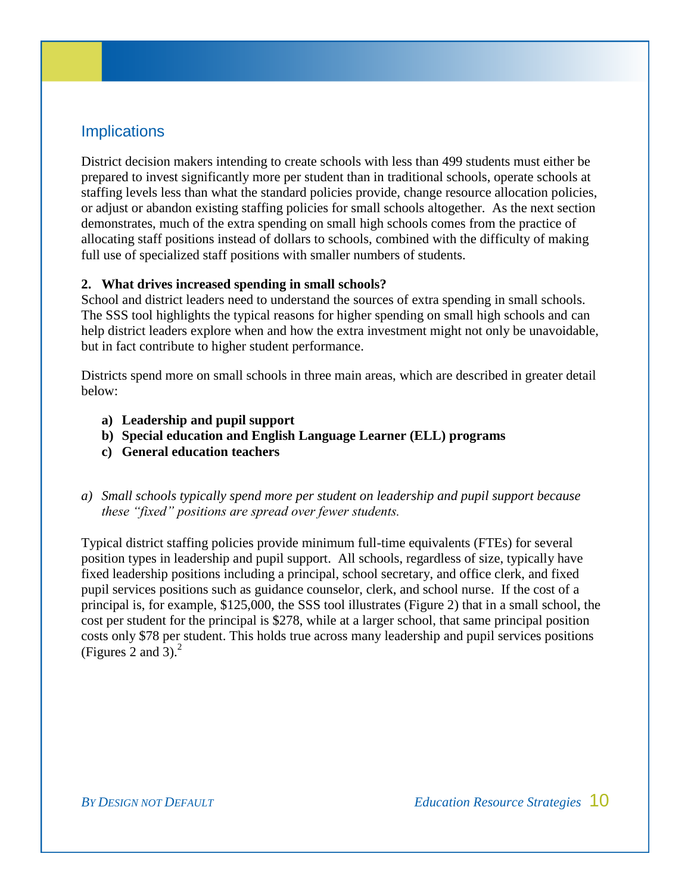## Implications

District decision makers intending to create schools with less than 499 students must either be prepared to invest significantly more per student than in traditional schools, operate schools at staffing levels less than what the standard policies provide, change resource allocation policies, or adjust or abandon existing staffing policies for small schools altogether. As the next section demonstrates, much of the extra spending on small high schools comes from the practice of allocating staff positions instead of dollars to schools, combined with the difficulty of making full use of specialized staff positions with smaller numbers of students.

**2. What drives increased spending in small schools?**

School and district leaders need to understand the sources of extra spending in small schools. The SSS tool highlights the typical reasons for higher spending on small high schools and can help district leaders explore when and how the extra investment might not only be unavoidable, but in fact contribute to higher student performance.

Districts spend more on small schools in three main areas, which are described in greater detail below:

a) **Leadership and pupil support**
b) **Special education and English Language Learner (ELL) programs**
c) **General education teachers**

*a) Small schools typically spend more per student on leadership and pupil support because these "fixed" positions are spread over fewer students.*

Typical district staffing policies provide minimum full-time equivalents (FTEs) for several position types in leadership and pupil support. All schools, regardless of size, typically have fixed leadership positions including a principal, school secretary, and office clerk, and fixed pupil services positions such as guidance counselor, clerk, and school nurse. If the cost of a principal is, for example, $125,000, the SSS tool illustrates (Figure 2) that in a small school, the cost per student for the principal is $278, while at a larger school, that same principal position costs only $78 per student. This holds true across many leadership and pupil services positions (Figures 2 and 3).[2]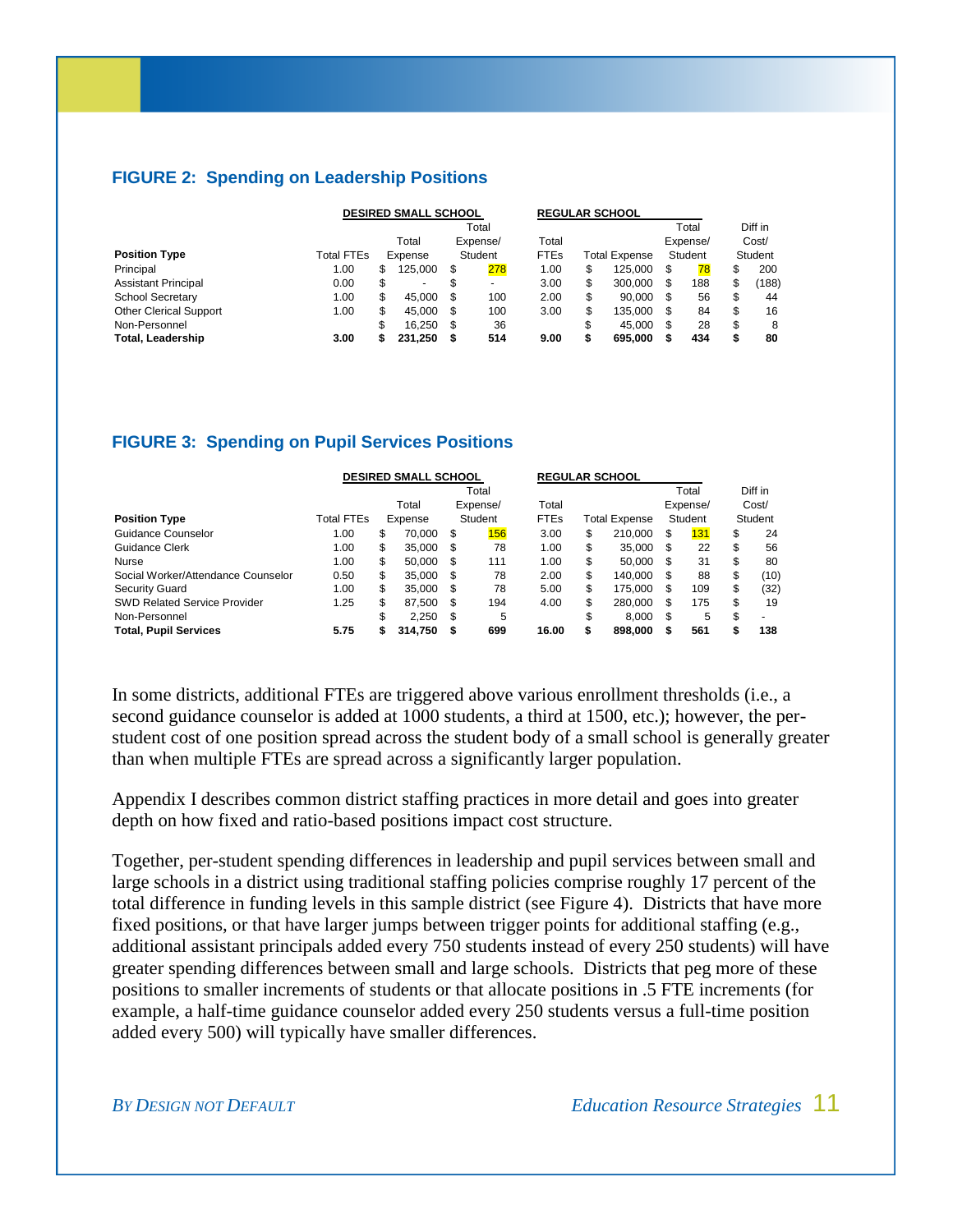### FIGURE 2: Spending on Leadership Positions

| | DESIRED SMALL SCHOOL | | | REGULAR SCHOOL | | | |
|---|---|---|---|---|---|---|---|
| Position Type | Total FTEs | Total Expense | Total Expense/ Student | Total FTEs | Total Expense | Total Expense/ Student | Diff in Cost/ Student |
| Principal | 1.00 | $ 125,000 | $ 278 | 1.00 | $ 125,000 | $ 78 | $ 200 |
| Assistant Principal | 0.00 | $ - | $ - | 3.00 | $ 300,000 | $ 188 | $ (188) |
| School Secretary | 1.00 | $ 45,000 | $ 100 | 2.00 | $ 90,000 | $ 56 | $ 44 |
| Other Clerical Support | 1.00 | $ 45,000 | $ 100 | 3.00 | $ 135,000 | $ 84 | $ 16 |
| Non-Personnel | | $ 16,250 | $ 36 | | $ 45,000 | $ 28 | $ 8 |
| **Total, Leadership** | **3.00** | **$ 231,250** | **$ 514** | **9.00** | **$ 695,000** | **$ 434** | **$ 80** |

### FIGURE 3: Spending on Pupil Services Positions

| | DESIRED SMALL SCHOOL | | | REGULAR SCHOOL | | | |
|---|---|---|---|---|---|---|---|
| Position Type | Total FTEs | Total Expense | Total Expense/ Student | Total FTEs | Total Expense | Total Expense/ Student | Diff in Cost/ Student |
| Guidance Counselor | 1.00 | $ 70,000 | $ 156 | 3.00 | $ 210,000 | $ 131 | $ 24 |
| Guidance Clerk | 1.00 | $ 35,000 | $ 78 | 1.00 | $ 35,000 | $ 22 | $ 56 |
| Nurse | 1.00 | $ 50,000 | $ 111 | 1.00 | $ 50,000 | $ 31 | $ 80 |
| Social Worker/Attendance Counselor | 0.50 | $ 35,000 | $ 78 | 2.00 | $ 140,000 | $ 88 | $ (10) |
| Security Guard | 1.00 | $ 35,000 | $ 78 | 5.00 | $ 175,000 | $ 109 | $ (32) |
| SWD Related Service Provider | 1.25 | $ 87,500 | $ 194 | 4.00 | $ 280,000 | $ 175 | $ 19 |
| Non-Personnel | | $ 2,250 | $ 5 | | $ 8,000 | $ 5 | $ - |
| **Total, Pupil Services** | **5.75** | **$ 314,750** | **$ 699** | **16.00** | **$ 898,000** | **$ 561** | **$ 138** |

In some districts, additional FTEs are triggered above various enrollment thresholds (i.e., a second guidance counselor is added at 1000 students, a third at 1500, etc.); however, the per-student cost of one position spread across the student body of a small school is generally greater than when multiple FTEs are spread across a significantly larger population.

Appendix I describes common district staffing practices in more detail and goes into greater depth on how fixed and ratio-based positions impact cost structure.

Together, per-student spending differences in leadership and pupil services between small and large schools in a district using traditional staffing policies comprise roughly 17 percent of the total difference in funding levels in this sample district (see Figure 4). Districts that have more fixed positions, or that have larger jumps between trigger points for additional staffing (e.g., additional assistant principals added every 750 students instead of every 250 students) will have greater spending differences between small and large schools. Districts that peg more of these positions to smaller increments of students or that allocate positions in .5 FTE increments (for example, a half-time guidance counselor added every 250 students versus a full-time position added every 500) will typically have smaller differences.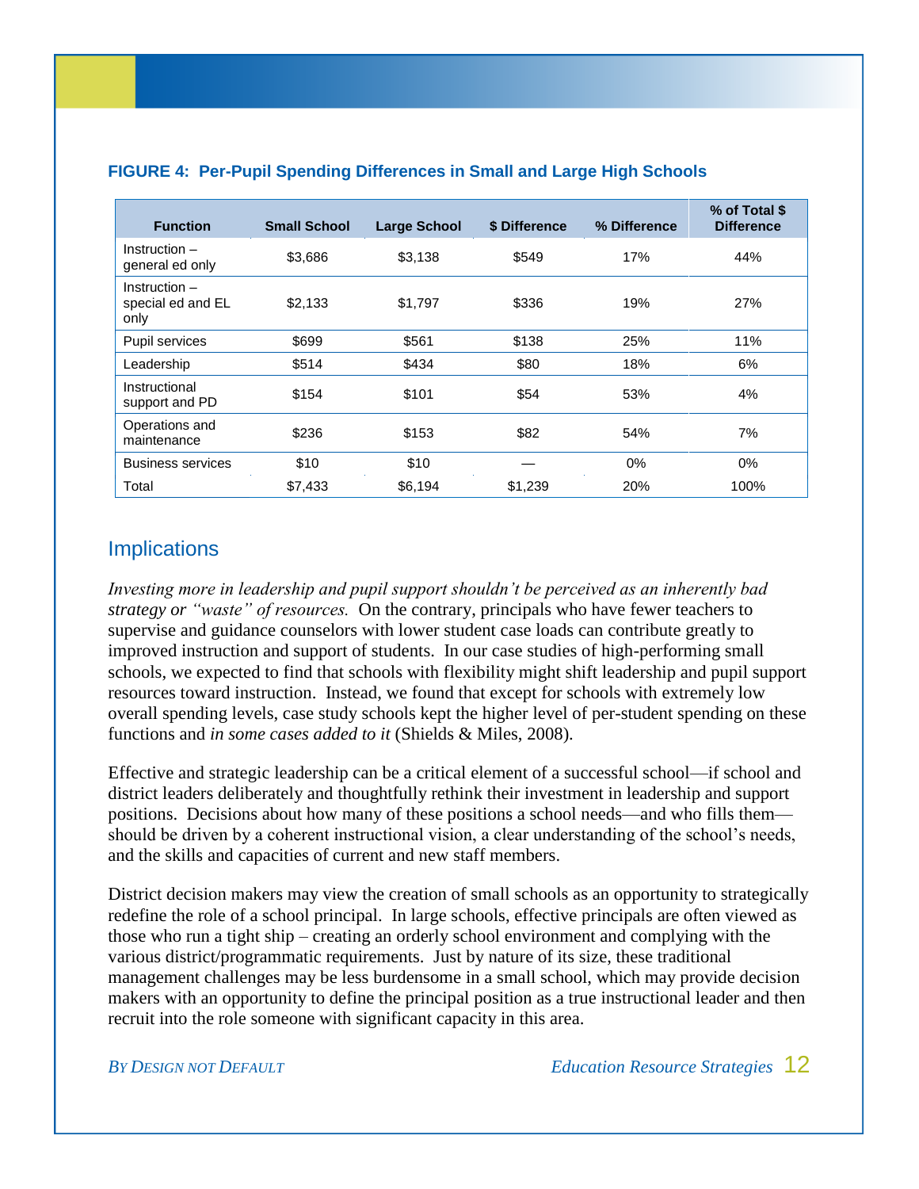**FIGURE 4: Per-Pupil Spending Differences in Small and Large High Schools**

| Function | Small School | Large School | $ Difference | % Difference | % of Total $ Difference |
|---|---|---|---|---|---|
| Instruction – general ed only | $3,686 | $3,138 | $549 | 17% | 44% |
| Instruction – special ed and EL only | $2,133 | $1,797 | $336 | 19% | 27% |
| Pupil services | $699 | $561 | $138 | 25% | 11% |
| Leadership | $514 | $434 | $80 | 18% | 6% |
| Instructional support and PD | $154 | $101 | $54 | 53% | 4% |
| Operations and maintenance | $236 | $153 | $82 | 54% | 7% |
| Business services | $10 | $10 | — | 0% | 0% |
| Total | $7,433 | $6,194 | $1,239 | 20% | 100% |

## Implications

*Investing more in leadership and pupil support shouldn't be perceived as an inherently bad strategy or "waste" of resources.* On the contrary, principals who have fewer teachers to supervise and guidance counselors with lower student case loads can contribute greatly to improved instruction and support of students. In our case studies of high-performing small schools, we expected to find that schools with flexibility might shift leadership and pupil support resources toward instruction. Instead, we found that except for schools with extremely low overall spending levels, case study schools kept the higher level of per-student spending on these functions and *in some cases added to it* (Shields & Miles, 2008).

Effective and strategic leadership can be a critical element of a successful school—if school and district leaders deliberately and thoughtfully rethink their investment in leadership and support positions. Decisions about how many of these positions a school needs—and who fills them—should be driven by a coherent instructional vision, a clear understanding of the school's needs, and the skills and capacities of current and new staff members.

District decision makers may view the creation of small schools as an opportunity to strategically redefine the role of a school principal. In large schools, effective principals are often viewed as those who run a tight ship – creating an orderly school environment and complying with the various district/programmatic requirements. Just by nature of its size, these traditional management challenges may be less burdensome in a small school, which may provide decision makers with an opportunity to define the principal position as a true instructional leader and then recruit into the role someone with significant capacity in this area.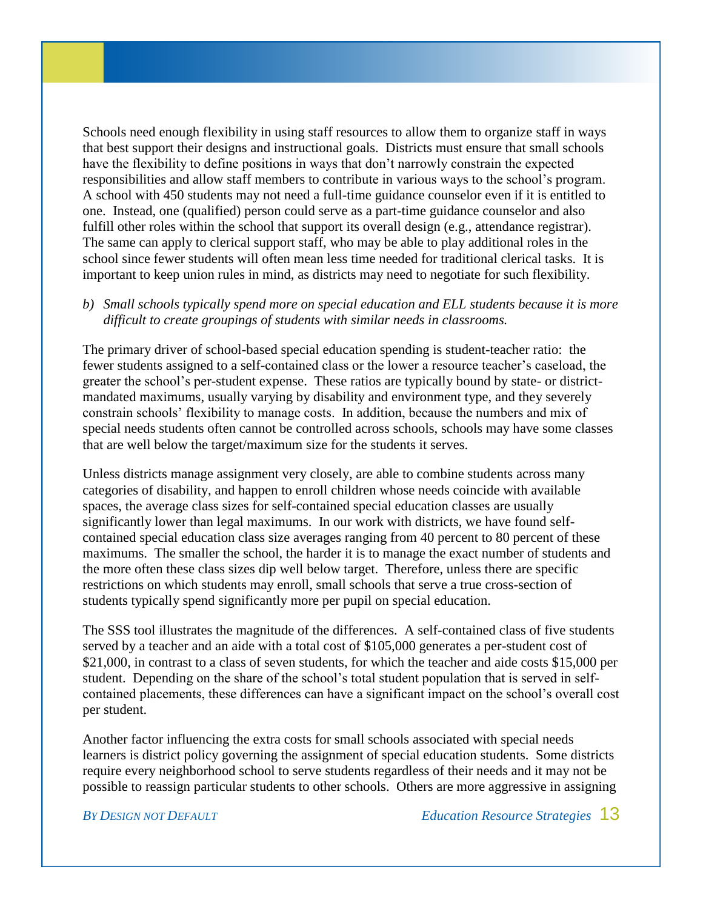Schools need enough flexibility in using staff resources to allow them to organize staff in ways that best support their designs and instructional goals. Districts must ensure that small schools have the flexibility to define positions in ways that don't narrowly constrain the expected responsibilities and allow staff members to contribute in various ways to the school's program. A school with 450 students may not need a full-time guidance counselor even if it is entitled to one. Instead, one (qualified) person could serve as a part-time guidance counselor and also fulfill other roles within the school that support its overall design (e.g., attendance registrar). The same can apply to clerical support staff, who may be able to play additional roles in the school since fewer students will often mean less time needed for traditional clerical tasks. It is important to keep union rules in mind, as districts may need to negotiate for such flexibility.

*b) Small schools typically spend more on special education and ELL students because it is more difficult to create groupings of students with similar needs in classrooms.*

The primary driver of school-based special education spending is student-teacher ratio: the fewer students assigned to a self-contained class or the lower a resource teacher's caseload, the greater the school's per-student expense. These ratios are typically bound by state- or district-mandated maximums, usually varying by disability and environment type, and they severely constrain schools' flexibility to manage costs. In addition, because the numbers and mix of special needs students often cannot be controlled across schools, schools may have some classes that are well below the target/maximum size for the students it serves.

Unless districts manage assignment very closely, are able to combine students across many categories of disability, and happen to enroll children whose needs coincide with available spaces, the average class sizes for self-contained special education classes are usually significantly lower than legal maximums. In our work with districts, we have found self-contained special education class size averages ranging from 40 percent to 80 percent of these maximums. The smaller the school, the harder it is to manage the exact number of students and the more often these class sizes dip well below target. Therefore, unless there are specific restrictions on which students may enroll, small schools that serve a true cross-section of students typically spend significantly more per pupil on special education.

The SSS tool illustrates the magnitude of the differences. A self-contained class of five students served by a teacher and an aide with a total cost of $105,000 generates a per-student cost of $21,000, in contrast to a class of seven students, for which the teacher and aide costs $15,000 per student. Depending on the share of the school's total student population that is served in self-contained placements, these differences can have a significant impact on the school's overall cost per student.

Another factor influencing the extra costs for small schools associated with special needs learners is district policy governing the assignment of special education students. Some districts require every neighborhood school to serve students regardless of their needs and it may not be possible to reassign particular students to other schools. Others are more aggressive in assigning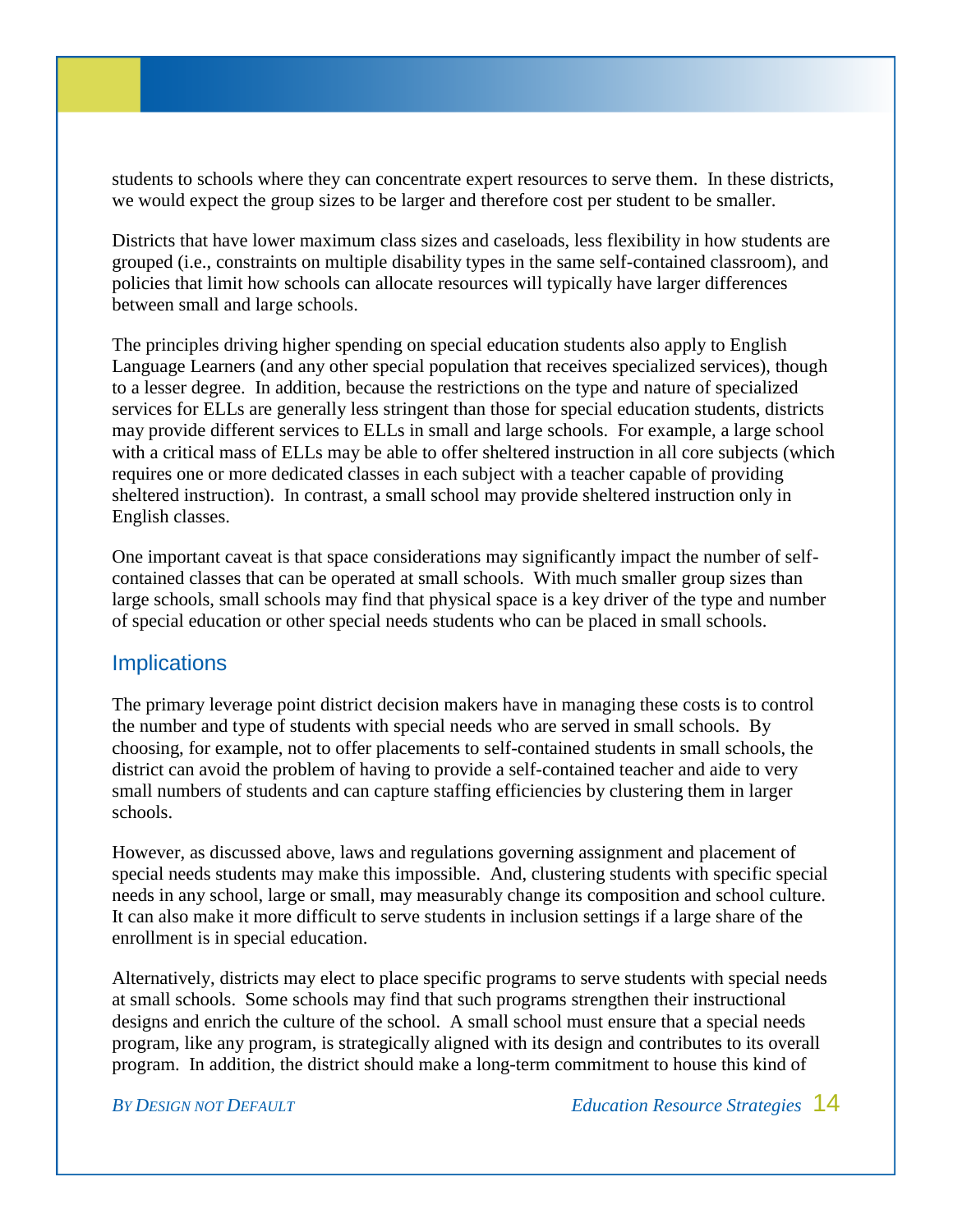students to schools where they can concentrate expert resources to serve them. In these districts, we would expect the group sizes to be larger and therefore cost per student to be smaller.

Districts that have lower maximum class sizes and caseloads, less flexibility in how students are grouped (i.e., constraints on multiple disability types in the same self-contained classroom), and policies that limit how schools can allocate resources will typically have larger differences between small and large schools.

The principles driving higher spending on special education students also apply to English Language Learners (and any other special population that receives specialized services), though to a lesser degree. In addition, because the restrictions on the type and nature of specialized services for ELLs are generally less stringent than those for special education students, districts may provide different services to ELLs in small and large schools. For example, a large school with a critical mass of ELLs may be able to offer sheltered instruction in all core subjects (which requires one or more dedicated classes in each subject with a teacher capable of providing sheltered instruction). In contrast, a small school may provide sheltered instruction only in English classes.

One important caveat is that space considerations may significantly impact the number of self-contained classes that can be operated at small schools. With much smaller group sizes than large schools, small schools may find that physical space is a key driver of the type and number of special education or other special needs students who can be placed in small schools.

## Implications

The primary leverage point district decision makers have in managing these costs is to control the number and type of students with special needs who are served in small schools. By choosing, for example, not to offer placements to self-contained students in small schools, the district can avoid the problem of having to provide a self-contained teacher and aide to very small numbers of students and can capture staffing efficiencies by clustering them in larger schools.

However, as discussed above, laws and regulations governing assignment and placement of special needs students may make this impossible. And, clustering students with specific special needs in any school, large or small, may measurably change its composition and school culture. It can also make it more difficult to serve students in inclusion settings if a large share of the enrollment is in special education.

Alternatively, districts may elect to place specific programs to serve students with special needs at small schools. Some schools may find that such programs strengthen their instructional designs and enrich the culture of the school. A small school must ensure that a special needs program, like any program, is strategically aligned with its design and contributes to its overall program. In addition, the district should make a long-term commitment to house this kind of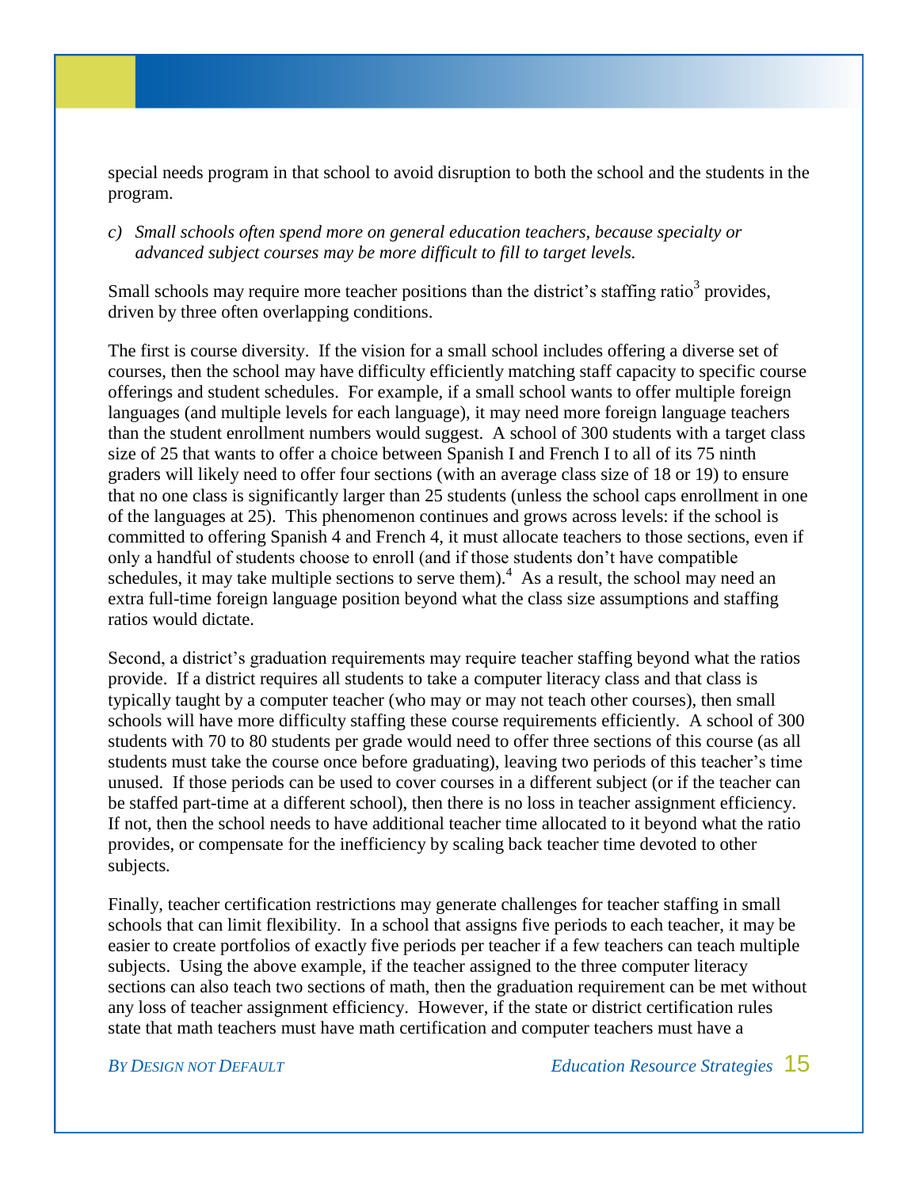special needs program in that school to avoid disruption to both the school and the students in the program.

*c) Small schools often spend more on general education teachers, because specialty or advanced subject courses may be more difficult to fill to target levels.*

Small schools may require more teacher positions than the district's staffing ratio[3] provides, driven by three often overlapping conditions.

The first is course diversity. If the vision for a small school includes offering a diverse set of courses, then the school may have difficulty efficiently matching staff capacity to specific course offerings and student schedules. For example, if a small school wants to offer multiple foreign languages (and multiple levels for each language), it may need more foreign language teachers than the student enrollment numbers would suggest. A school of 300 students with a target class size of 25 that wants to offer a choice between Spanish I and French I to all of its 75 ninth graders will likely need to offer four sections (with an average class size of 18 or 19) to ensure that no one class is significantly larger than 25 students (unless the school caps enrollment in one of the languages at 25). This phenomenon continues and grows across levels: if the school is committed to offering Spanish 4 and French 4, it must allocate teachers to those sections, even if only a handful of students choose to enroll (and if those students don't have compatible schedules, it may take multiple sections to serve them).[4] As a result, the school may need an extra full-time foreign language position beyond what the class size assumptions and staffing ratios would dictate.

Second, a district's graduation requirements may require teacher staffing beyond what the ratios provide. If a district requires all students to take a computer literacy class and that class is typically taught by a computer teacher (who may or may not teach other courses), then small schools will have more difficulty staffing these course requirements efficiently. A school of 300 students with 70 to 80 students per grade would need to offer three sections of this course (as all students must take the course once before graduating), leaving two periods of this teacher's time unused. If those periods can be used to cover courses in a different subject (or if the teacher can be staffed part-time at a different school), then there is no loss in teacher assignment efficiency. If not, then the school needs to have additional teacher time allocated to it beyond what the ratio provides, or compensate for the inefficiency by scaling back teacher time devoted to other subjects.

Finally, teacher certification restrictions may generate challenges for teacher staffing in small schools that can limit flexibility. In a school that assigns five periods to each teacher, it may be easier to create portfolios of exactly five periods per teacher if a few teachers can teach multiple subjects. Using the above example, if the teacher assigned to the three computer literacy sections can also teach two sections of math, then the graduation requirement can be met without any loss of teacher assignment efficiency. However, if the state or district certification rules state that math teachers must have math certification and computer teachers must have a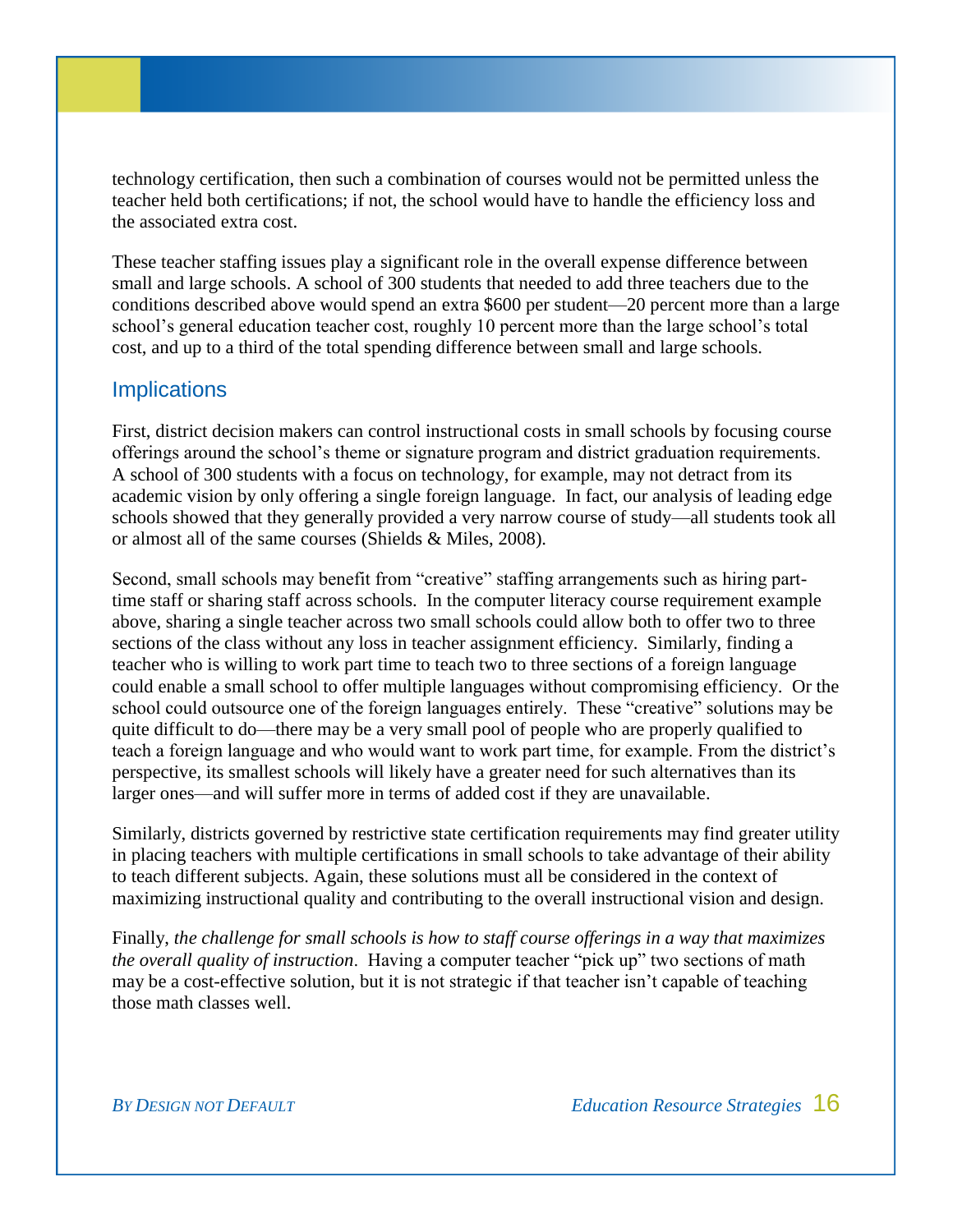technology certification, then such a combination of courses would not be permitted unless the teacher held both certifications; if not, the school would have to handle the efficiency loss and the associated extra cost.

These teacher staffing issues play a significant role in the overall expense difference between small and large schools. A school of 300 students that needed to add three teachers due to the conditions described above would spend an extra $600 per student—20 percent more than a large school's general education teacher cost, roughly 10 percent more than the large school's total cost, and up to a third of the total spending difference between small and large schools.

## Implications

First, district decision makers can control instructional costs in small schools by focusing course offerings around the school's theme or signature program and district graduation requirements. A school of 300 students with a focus on technology, for example, may not detract from its academic vision by only offering a single foreign language. In fact, our analysis of leading edge schools showed that they generally provided a very narrow course of study—all students took all or almost all of the same courses (Shields & Miles, 2008).

Second, small schools may benefit from "creative" staffing arrangements such as hiring part-time staff or sharing staff across schools. In the computer literacy course requirement example above, sharing a single teacher across two small schools could allow both to offer two to three sections of the class without any loss in teacher assignment efficiency. Similarly, finding a teacher who is willing to work part time to teach two to three sections of a foreign language could enable a small school to offer multiple languages without compromising efficiency. Or the school could outsource one of the foreign languages entirely. These "creative" solutions may be quite difficult to do—there may be a very small pool of people who are properly qualified to teach a foreign language and who would want to work part time, for example. From the district's perspective, its smallest schools will likely have a greater need for such alternatives than its larger ones—and will suffer more in terms of added cost if they are unavailable.

Similarly, districts governed by restrictive state certification requirements may find greater utility in placing teachers with multiple certifications in small schools to take advantage of their ability to teach different subjects. Again, these solutions must all be considered in the context of maximizing instructional quality and contributing to the overall instructional vision and design.

Finally, *the challenge for small schools is how to staff course offerings in a way that maximizes the overall quality of instruction*. Having a computer teacher "pick up" two sections of math may be a cost-effective solution, but it is not strategic if that teacher isn't capable of teaching those math classes well.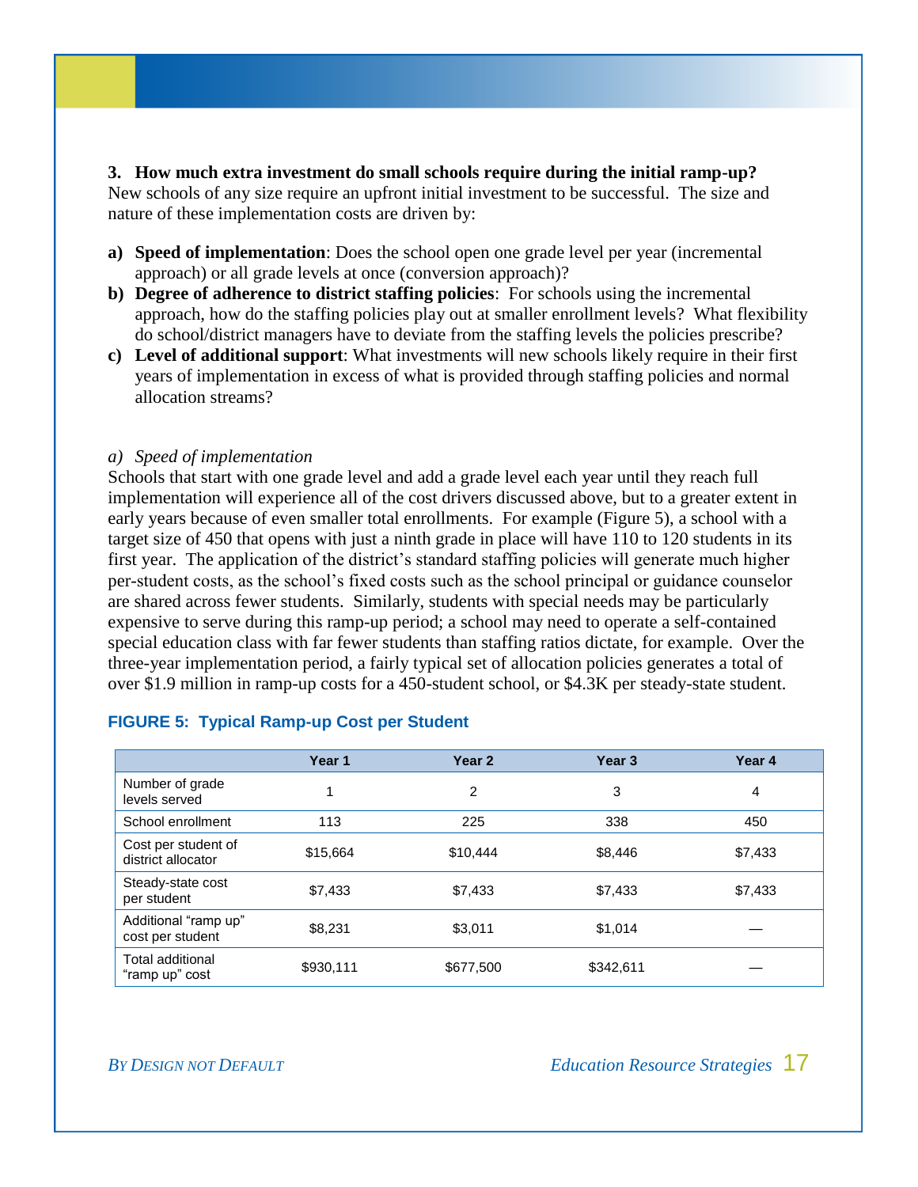**3. How much extra investment do small schools require during the initial ramp-up?**
New schools of any size require an upfront initial investment to be successful. The size and nature of these implementation costs are driven by:

a) **Speed of implementation**: Does the school open one grade level per year (incremental approach) or all grade levels at once (conversion approach)?
b) **Degree of adherence to district staffing policies**: For schools using the incremental approach, how do the staffing policies play out at smaller enrollment levels? What flexibility do school/district managers have to deviate from the staffing levels the policies prescribe?
c) **Level of additional support**: What investments will new schools likely require in their first years of implementation in excess of what is provided through staffing policies and normal allocation streams?

*a) Speed of implementation*
Schools that start with one grade level and add a grade level each year until they reach full implementation will experience all of the cost drivers discussed above, but to a greater extent in early years because of even smaller total enrollments. For example (Figure 5), a school with a target size of 450 that opens with just a ninth grade in place will have 110 to 120 students in its first year. The application of the district's standard staffing policies will generate much higher per-student costs, as the school's fixed costs such as the school principal or guidance counselor are shared across fewer students. Similarly, students with special needs may be particularly expensive to serve during this ramp-up period; a school may need to operate a self-contained special education class with far fewer students than staffing ratios dictate, for example. Over the three-year implementation period, a fairly typical set of allocation policies generates a total of over $1.9 million in ramp-up costs for a 450-student school, or $4.3K per steady-state student.

**FIGURE 5: Typical Ramp-up Cost per Student**

| | Year 1 | Year 2 | Year 3 | Year 4 |
|---|---|---|---|---|
| Number of grade levels served | 1 | 2 | 3 | 4 |
| School enrollment | 113 | 225 | 338 | 450 |
| Cost per student of district allocator | $15,664 | $10,444 | $8,446 | $7,433 |
| Steady-state cost per student | $7,433 | $7,433 | $7,433 | $7,433 |
| Additional "ramp up" cost per student | $8,231 | $3,011 | $1,014 | — |
| Total additional "ramp up" cost | $930,111 | $677,500 | $342,611 | — |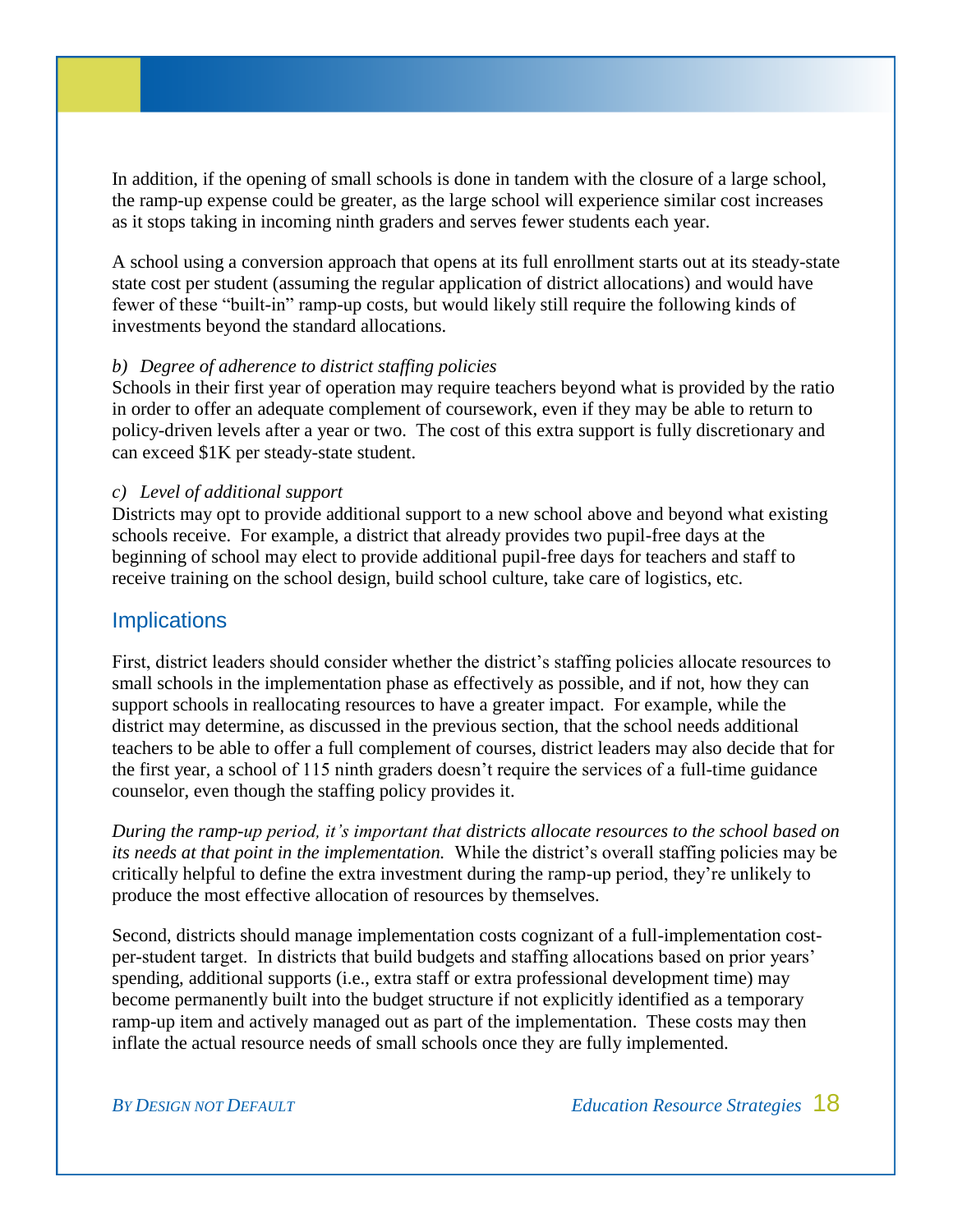In addition, if the opening of small schools is done in tandem with the closure of a large school, the ramp-up expense could be greater, as the large school will experience similar cost increases as it stops taking in incoming ninth graders and serves fewer students each year.

A school using a conversion approach that opens at its full enrollment starts out at its steady-state state cost per student (assuming the regular application of district allocations) and would have fewer of these "built-in" ramp-up costs, but would likely still require the following kinds of investments beyond the standard allocations.

*b) Degree of adherence to district staffing policies*
Schools in their first year of operation may require teachers beyond what is provided by the ratio in order to offer an adequate complement of coursework, even if they may be able to return to policy-driven levels after a year or two. The cost of this extra support is fully discretionary and can exceed $1K per steady-state student.

*c) Level of additional support*
Districts may opt to provide additional support to a new school above and beyond what existing schools receive. For example, a district that already provides two pupil-free days at the beginning of school may elect to provide additional pupil-free days for teachers and staff to receive training on the school design, build school culture, take care of logistics, etc.

## Implications

First, district leaders should consider whether the district's staffing policies allocate resources to small schools in the implementation phase as effectively as possible, and if not, how they can support schools in reallocating resources to have a greater impact. For example, while the district may determine, as discussed in the previous section, that the school needs additional teachers to be able to offer a full complement of courses, district leaders may also decide that for the first year, a school of 115 ninth graders doesn't require the services of a full-time guidance counselor, even though the staffing policy provides it.

*During the ramp-up period, it's important that districts allocate resources to the school based on its needs at that point in the implementation.* While the district's overall staffing policies may be critically helpful to define the extra investment during the ramp-up period, they're unlikely to produce the most effective allocation of resources by themselves.

Second, districts should manage implementation costs cognizant of a full-implementation cost-per-student target. In districts that build budgets and staffing allocations based on prior years' spending, additional supports (i.e., extra staff or extra professional development time) may become permanently built into the budget structure if not explicitly identified as a temporary ramp-up item and actively managed out as part of the implementation. These costs may then inflate the actual resource needs of small schools once they are fully implemented.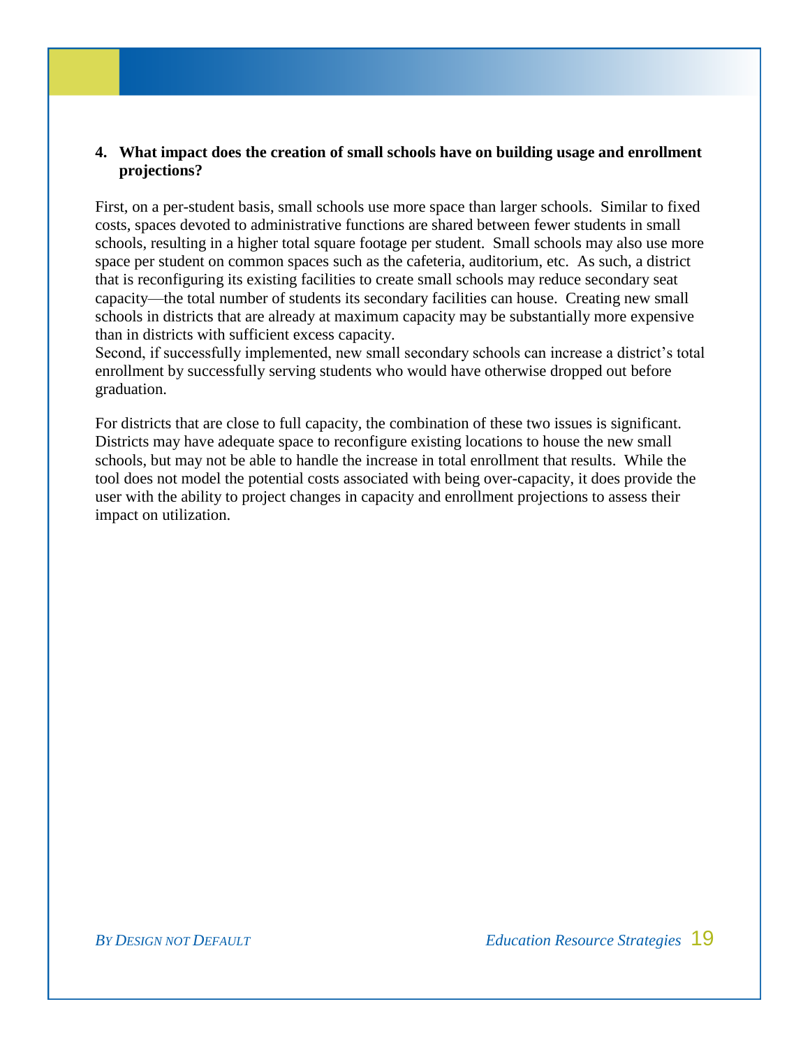4. **What impact does the creation of small schools have on building usage and enrollment projections?**

First, on a per-student basis, small schools use more space than larger schools. Similar to fixed costs, spaces devoted to administrative functions are shared between fewer students in small schools, resulting in a higher total square footage per student. Small schools may also use more space per student on common spaces such as the cafeteria, auditorium, etc. As such, a district that is reconfiguring its existing facilities to create small schools may reduce secondary seat capacity—the total number of students its secondary facilities can house. Creating new small schools in districts that are already at maximum capacity may be substantially more expensive than in districts with sufficient excess capacity.
Second, if successfully implemented, new small secondary schools can increase a district's total enrollment by successfully serving students who would have otherwise dropped out before graduation.

For districts that are close to full capacity, the combination of these two issues is significant. Districts may have adequate space to reconfigure existing locations to house the new small schools, but may not be able to handle the increase in total enrollment that results. While the tool does not model the potential costs associated with being over-capacity, it does provide the user with the ability to project changes in capacity and enrollment projections to assess their impact on utilization.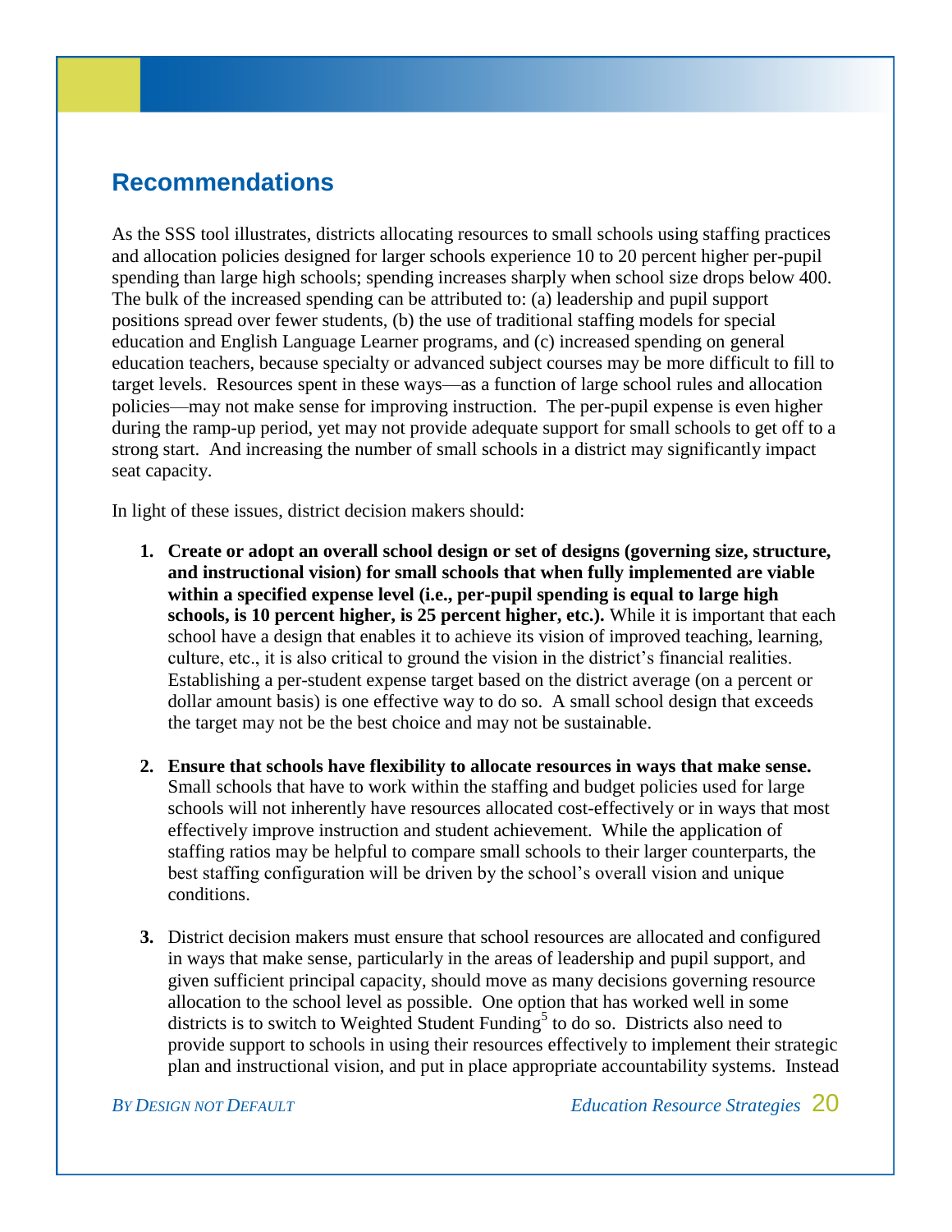## Recommendations

As the SSS tool illustrates, districts allocating resources to small schools using staffing practices and allocation policies designed for larger schools experience 10 to 20 percent higher per-pupil spending than large high schools; spending increases sharply when school size drops below 400. The bulk of the increased spending can be attributed to: (a) leadership and pupil support positions spread over fewer students, (b) the use of traditional staffing models for special education and English Language Learner programs, and (c) increased spending on general education teachers, because specialty or advanced subject courses may be more difficult to fill to target levels. Resources spent in these ways—as a function of large school rules and allocation policies—may not make sense for improving instruction. The per-pupil expense is even higher during the ramp-up period, yet may not provide adequate support for small schools to get off to a strong start. And increasing the number of small schools in a district may significantly impact seat capacity.

In light of these issues, district decision makers should:

1. **Create or adopt an overall school design or set of designs (governing size, structure, and instructional vision) for small schools that when fully implemented are viable within a specified expense level (i.e., per-pupil spending is equal to large high schools, is 10 percent higher, is 25 percent higher, etc.).** While it is important that each school have a design that enables it to achieve its vision of improved teaching, learning, culture, etc., it is also critical to ground the vision in the district's financial realities. Establishing a per-student expense target based on the district average (on a percent or dollar amount basis) is one effective way to do so. A small school design that exceeds the target may not be the best choice and may not be sustainable.

2. **Ensure that schools have flexibility to allocate resources in ways that make sense.** Small schools that have to work within the staffing and budget policies used for large schools will not inherently have resources allocated cost-effectively or in ways that most effectively improve instruction and student achievement. While the application of staffing ratios may be helpful to compare small schools to their larger counterparts, the best staffing configuration will be driven by the school's overall vision and unique conditions.

3. District decision makers must ensure that school resources are allocated and configured in ways that make sense, particularly in the areas of leadership and pupil support, and given sufficient principal capacity, should move as many decisions governing resource allocation to the school level as possible. One option that has worked well in some districts is to switch to Weighted Student Funding[5] to do so. Districts also need to provide support to schools in using their resources effectively to implement their strategic plan and instructional vision, and put in place appropriate accountability systems. Instead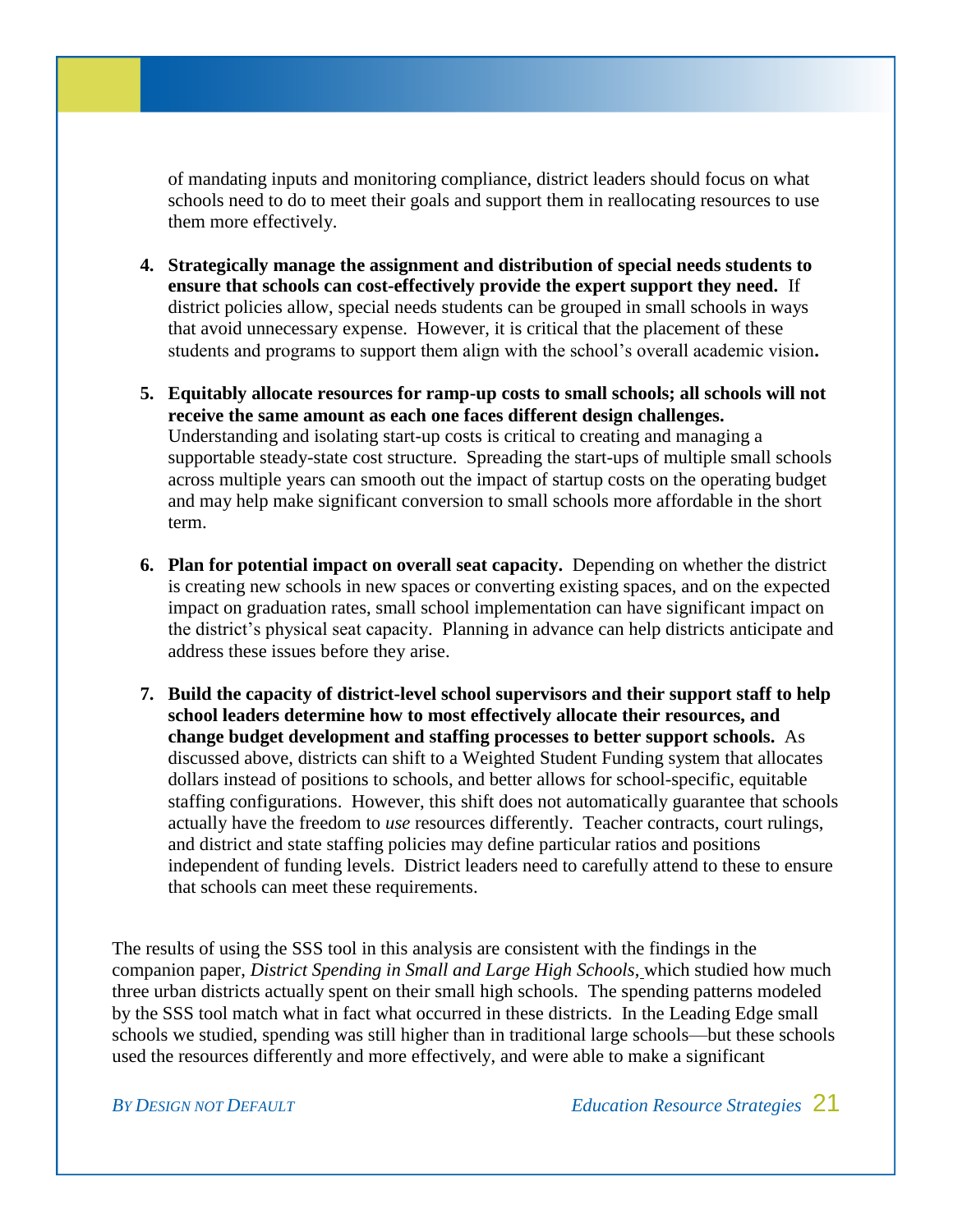of mandating inputs and monitoring compliance, district leaders should focus on what schools need to do to meet their goals and support them in reallocating resources to use them more effectively.

4. **Strategically manage the assignment and distribution of special needs students to ensure that schools can cost-effectively provide the expert support they need.** If district policies allow, special needs students can be grouped in small schools in ways that avoid unnecessary expense. However, it is critical that the placement of these students and programs to support them align with the school's overall academic vision**.**

5. **Equitably allocate resources for ramp-up costs to small schools; all schools will not receive the same amount as each one faces different design challenges.** Understanding and isolating start-up costs is critical to creating and managing a supportable steady-state cost structure. Spreading the start-ups of multiple small schools across multiple years can smooth out the impact of startup costs on the operating budget and may help make significant conversion to small schools more affordable in the short term.

6. **Plan for potential impact on overall seat capacity.** Depending on whether the district is creating new schools in new spaces or converting existing spaces, and on the expected impact on graduation rates, small school implementation can have significant impact on the district's physical seat capacity. Planning in advance can help districts anticipate and address these issues before they arise.

7. **Build the capacity of district-level school supervisors and their support staff to help school leaders determine how to most effectively allocate their resources, and change budget development and staffing processes to better support schools.** As discussed above, districts can shift to a Weighted Student Funding system that allocates dollars instead of positions to schools, and better allows for school-specific, equitable staffing configurations. However, this shift does not automatically guarantee that schools actually have the freedom to *use* resources differently. Teacher contracts, court rulings, and district and state staffing policies may define particular ratios and positions independent of funding levels. District leaders need to carefully attend to these to ensure that schools can meet these requirements.

The results of using the SSS tool in this analysis are consistent with the findings in the companion paper, *District Spending in Small and Large High Schools*, which studied how much three urban districts actually spent on their small high schools. The spending patterns modeled by the SSS tool match what in fact what occurred in these districts. In the Leading Edge small schools we studied, spending was still higher than in traditional large schools—but these schools used the resources differently and more effectively, and were able to make a significant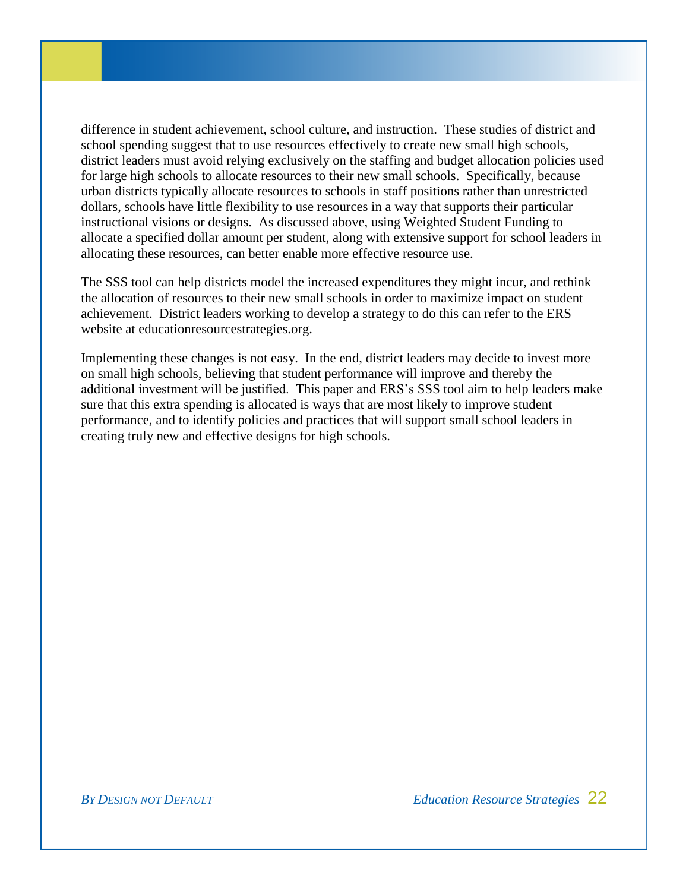difference in student achievement, school culture, and instruction. These studies of district and school spending suggest that to use resources effectively to create new small high schools, district leaders must avoid relying exclusively on the staffing and budget allocation policies used for large high schools to allocate resources to their new small schools. Specifically, because urban districts typically allocate resources to schools in staff positions rather than unrestricted dollars, schools have little flexibility to use resources in a way that supports their particular instructional visions or designs. As discussed above, using Weighted Student Funding to allocate a specified dollar amount per student, along with extensive support for school leaders in allocating these resources, can better enable more effective resource use.

The SSS tool can help districts model the increased expenditures they might incur, and rethink the allocation of resources to their new small schools in order to maximize impact on student achievement. District leaders working to develop a strategy to do this can refer to the ERS website at educationresourcestrategies.org.

Implementing these changes is not easy. In the end, district leaders may decide to invest more on small high schools, believing that student performance will improve and thereby the additional investment will be justified. This paper and ERS's SSS tool aim to help leaders make sure that this extra spending is allocated is ways that are most likely to improve student performance, and to identify policies and practices that will support small school leaders in creating truly new and effective designs for high schools.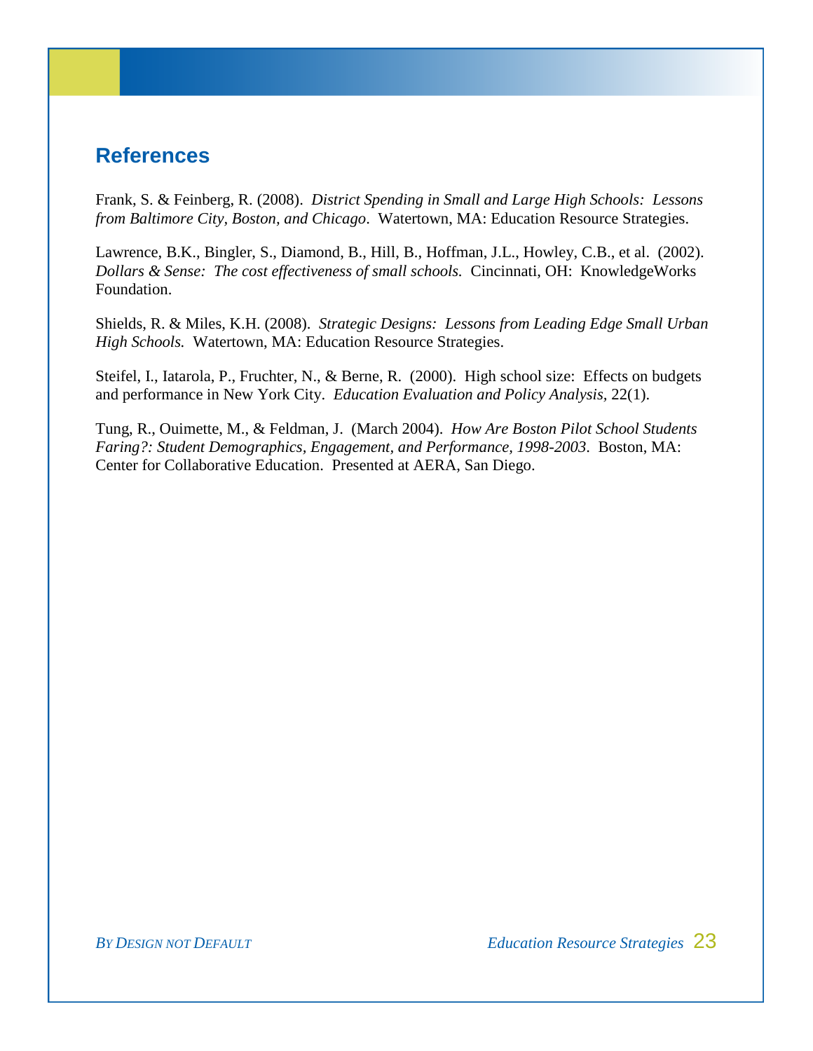## References

Frank, S. & Feinberg, R. (2008). *District Spending in Small and Large High Schools: Lessons from Baltimore City, Boston, and Chicago*. Watertown, MA: Education Resource Strategies.

Lawrence, B.K., Bingler, S., Diamond, B., Hill, B., Hoffman, J.L., Howley, C.B., et al. (2002). *Dollars & Sense: The cost effectiveness of small schools.* Cincinnati, OH: KnowledgeWorks Foundation.

Shields, R. & Miles, K.H. (2008). *Strategic Designs: Lessons from Leading Edge Small Urban High Schools.* Watertown, MA: Education Resource Strategies.

Steifel, I., Iatarola, P., Fruchter, N., & Berne, R. (2000). High school size: Effects on budgets and performance in New York City. *Education Evaluation and Policy Analysis,* 22(1).

Tung, R., Ouimette, M., & Feldman, J. (March 2004). *How Are Boston Pilot School Students Faring?: Student Demographics, Engagement, and Performance, 1998-2003*. Boston, MA: Center for Collaborative Education. Presented at AERA, San Diego.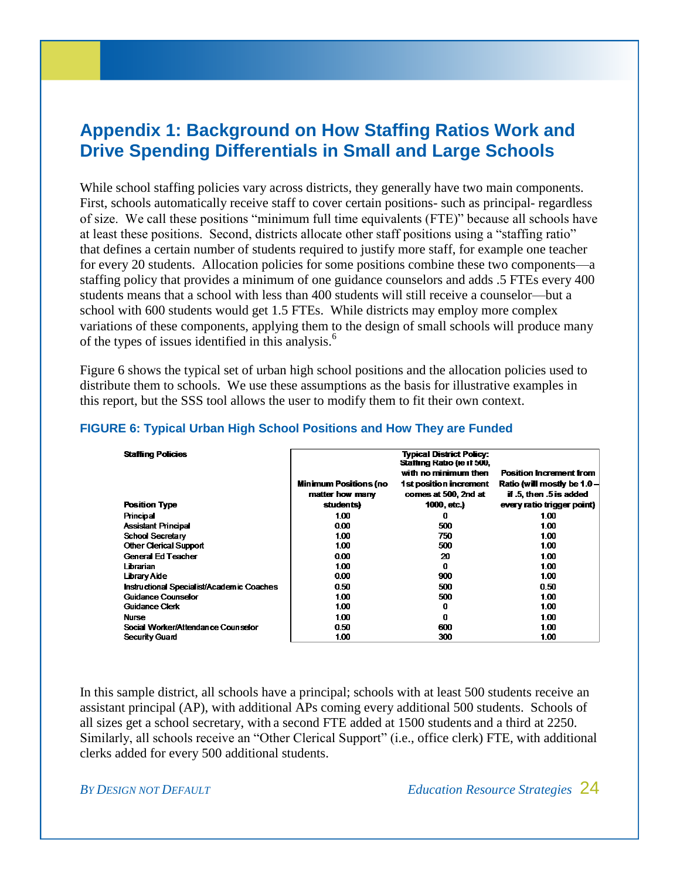## Appendix 1: Background on How Staffing Ratios Work and Drive Spending Differentials in Small and Large Schools

While school staffing policies vary across districts, they generally have two main components. First, schools automatically receive staff to cover certain positions- such as principal- regardless of size. We call these positions "minimum full time equivalents (FTE)" because all schools have at least these positions. Second, districts allocate other staff positions using a "staffing ratio" that defines a certain number of students required to justify more staff, for example one teacher for every 20 students. Allocation policies for some positions combine these two components—a staffing policy that provides a minimum of one guidance counselors and adds .5 FTEs every 400 students means that a school with less than 400 students will still receive a counselor—but a school with 600 students would get 1.5 FTEs. While districts may employ more complex variations of these components, applying them to the design of small schools will produce many of the types of issues identified in this analysis.[6]

Figure 6 shows the typical set of urban high school positions and the allocation policies used to distribute them to schools. We use these assumptions as the basis for illustrative examples in this report, but the SSS tool allows the user to modify them to fit their own context.

**FIGURE 6: Typical Urban High School Positions and How They are Funded**

| Staffing Policies<br>Position Type | Minimum Positions (no matter how many students) | Typical District Policy: Staffing Ratio (ie if 500, with no minimum then 1st position increment comes at 500, 2nd at 1000, etc.) | Position Increment from Ratio (will mostly be 1.0 – if .5, then .5 is added every ratio trigger point) |
|---|---|---|---|
| Principal | 1.00 | 0 | 1.00 |
| Assistant Principal | 0.00 | 500 | 1.00 |
| School Secretary | 1.00 | 750 | 1.00 |
| Other Clerical Support | 1.00 | 500 | 1.00 |
| General Ed Teacher | 0.00 | 20 | 1.00 |
| Librarian | 1.00 | 0 | 1.00 |
| Library Aide | 0.00 | 900 | 1.00 |
| Instructional Specialist/Academic Coaches | 0.50 | 500 | 0.50 |
| Guidance Counselor | 1.00 | 500 | 1.00 |
| Guidance Clerk | 1.00 | 0 | 1.00 |
| Nurse | 1.00 | 0 | 1.00 |
| Social Worker/Attendance Counselor | 0.50 | 600 | 1.00 |
| Security Guard | 1.00 | 300 | 1.00 |

In this sample district, all schools have a principal; schools with at least 500 students receive an assistant principal (AP), with additional APs coming every additional 500 students. Schools of all sizes get a school secretary, with a second FTE added at 1500 students and a third at 2250. Similarly, all schools receive an "Other Clerical Support" (i.e., office clerk) FTE, with additional clerks added for every 500 additional students.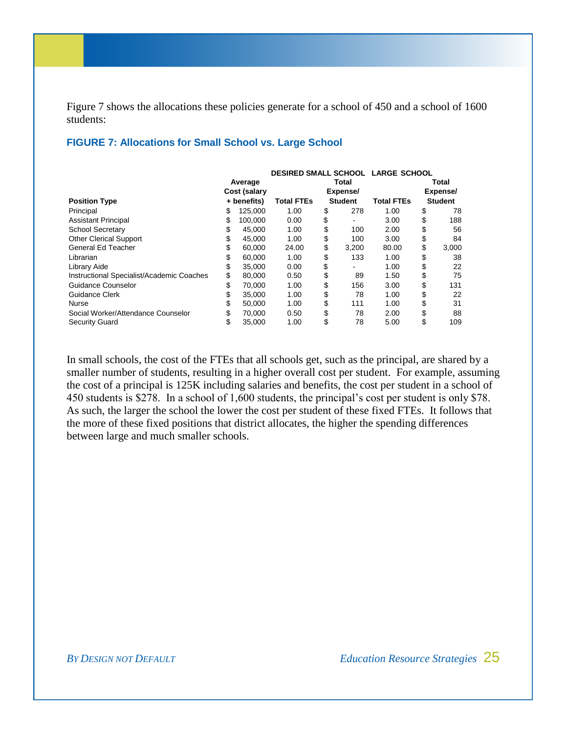Figure 7 shows the allocations these policies generate for a school of 450 and a school of 1600 students:

### FIGURE 7: Allocations for Small School vs. Large School

| Position Type | Average Cost (salary + benefits) | DESIRED SMALL SCHOOL Total FTEs | DESIRED SMALL SCHOOL Total Expense/ Student | LARGE SCHOOL Total FTEs | LARGE SCHOOL Total Expense/ Student |
|---|---|---|---|---|---|
| Principal | $ 125,000 | 1.00 | $ 278 | 1.00 | $ 78 |
| Assistant Principal | $ 100,000 | 0.00 | $ - | 3.00 | $ 188 |
| School Secretary | $ 45,000 | 1.00 | $ 100 | 2.00 | $ 56 |
| Other Clerical Support | $ 45,000 | 1.00 | $ 100 | 3.00 | $ 84 |
| General Ed Teacher | $ 60,000 | 24.00 | $ 3,200 | 80.00 | $ 3,000 |
| Librarian | $ 60,000 | 1.00 | $ 133 | 1.00 | $ 38 |
| Library Aide | $ 35,000 | 0.00 | $ - | 1.00 | $ 22 |
| Instructional Specialist/Academic Coaches | $ 80,000 | 0.50 | $ 89 | 1.50 | $ 75 |
| Guidance Counselor | $ 70,000 | 1.00 | $ 156 | 3.00 | $ 131 |
| Guidance Clerk | $ 35,000 | 1.00 | $ 78 | 1.00 | $ 22 |
| Nurse | $ 50,000 | 1.00 | $ 111 | 1.00 | $ 31 |
| Social Worker/Attendance Counselor | $ 70,000 | 0.50 | $ 78 | 2.00 | $ 88 |
| Security Guard | $ 35,000 | 1.00 | $ 78 | 5.00 | $ 109 |

In small schools, the cost of the FTEs that all schools get, such as the principal, are shared by a smaller number of students, resulting in a higher overall cost per student. For example, assuming the cost of a principal is 125K including salaries and benefits, the cost per student in a school of 450 students is $278. In a school of 1,600 students, the principal's cost per student is only $78. As such, the larger the school the lower the cost per student of these fixed FTEs. It follows that the more of these fixed positions that district allocates, the higher the spending differences between large and much smaller schools.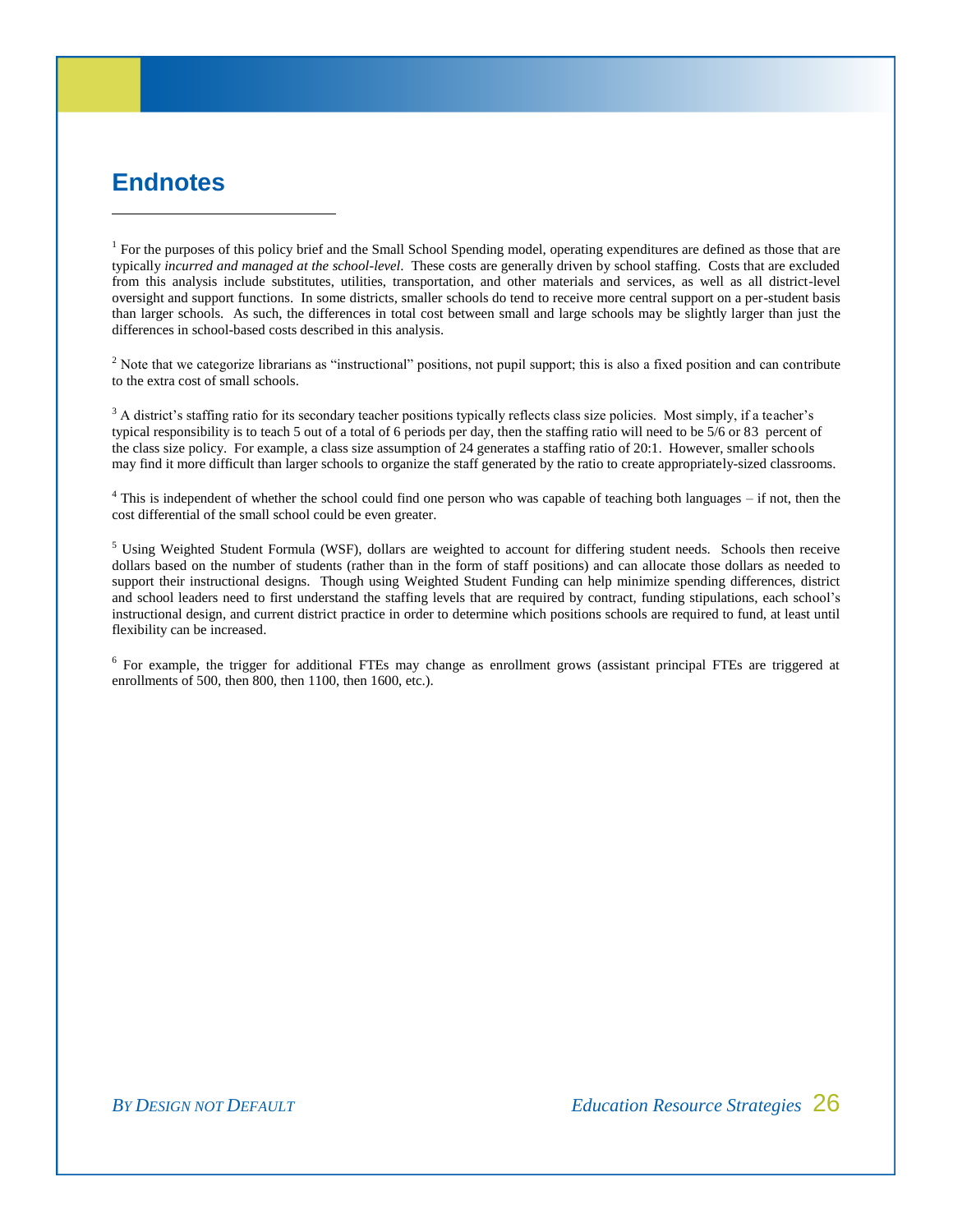## Endnotes

[1] For the purposes of this policy brief and the Small School Spending model, operating expenditures are defined as those that are typically *incurred and managed at the school-level*. These costs are generally driven by school staffing. Costs that are excluded from this analysis include substitutes, utilities, transportation, and other materials and services, as well as all district-level oversight and support functions. In some districts, smaller schools do tend to receive more central support on a per-student basis than larger schools. As such, the differences in total cost between small and large schools may be slightly larger than just the differences in school-based costs described in this analysis.

[2] Note that we categorize librarians as "instructional" positions, not pupil support; this is also a fixed position and can contribute to the extra cost of small schools.

[3] A district's staffing ratio for its secondary teacher positions typically reflects class size policies. Most simply, if a teacher's typical responsibility is to teach 5 out of a total of 6 periods per day, then the staffing ratio will need to be 5/6 or 83 percent of the class size policy. For example, a class size assumption of 24 generates a staffing ratio of 20:1. However, smaller schools may find it more difficult than larger schools to organize the staff generated by the ratio to create appropriately-sized classrooms.

[4] This is independent of whether the school could find one person who was capable of teaching both languages – if not, then the cost differential of the small school could be even greater.

[5] Using Weighted Student Formula (WSF), dollars are weighted to account for differing student needs. Schools then receive dollars based on the number of students (rather than in the form of staff positions) and can allocate those dollars as needed to support their instructional designs. Though using Weighted Student Funding can help minimize spending differences, district and school leaders need to first understand the staffing levels that are required by contract, funding stipulations, each school's instructional design, and current district practice in order to determine which positions schools are required to fund, at least until flexibility can be increased.

[6] For example, the trigger for additional FTEs may change as enrollment grows (assistant principal FTEs are triggered at enrollments of 500, then 800, then 1100, then 1600, etc.).